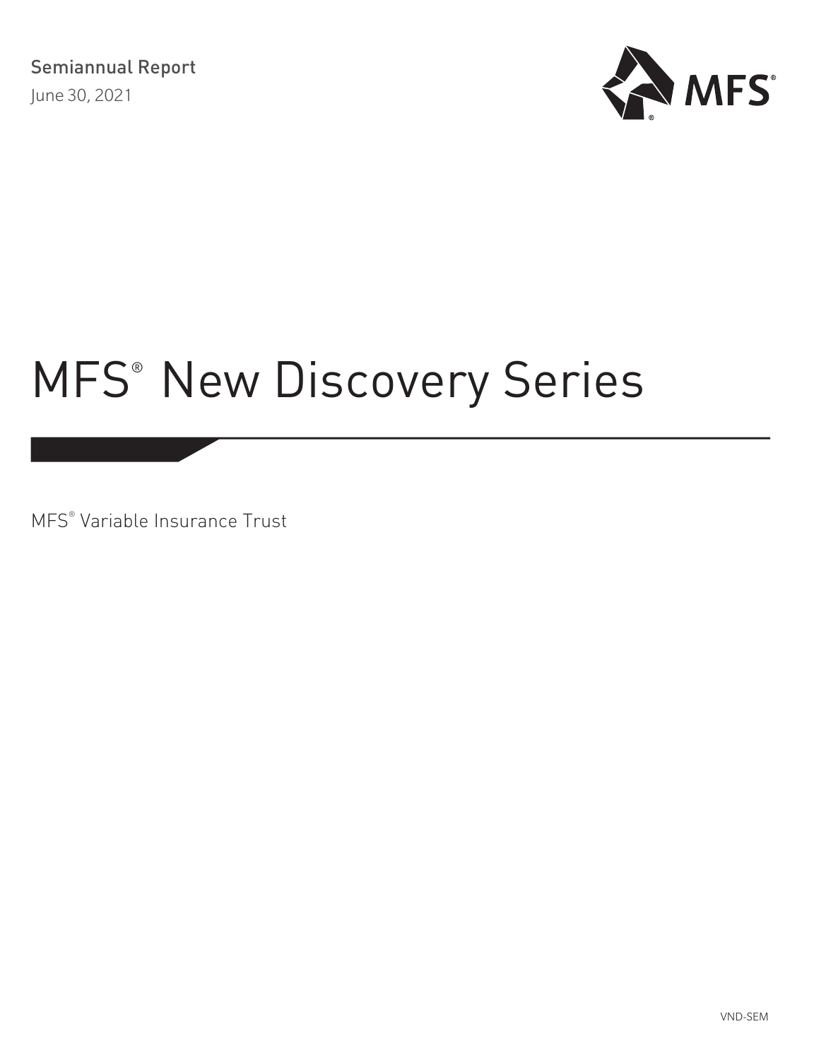Semiannual Report

June 30, 2021

MFS®

# MFS® New Discovery Series

MFS® Variable Insurance Trust

VND-SEM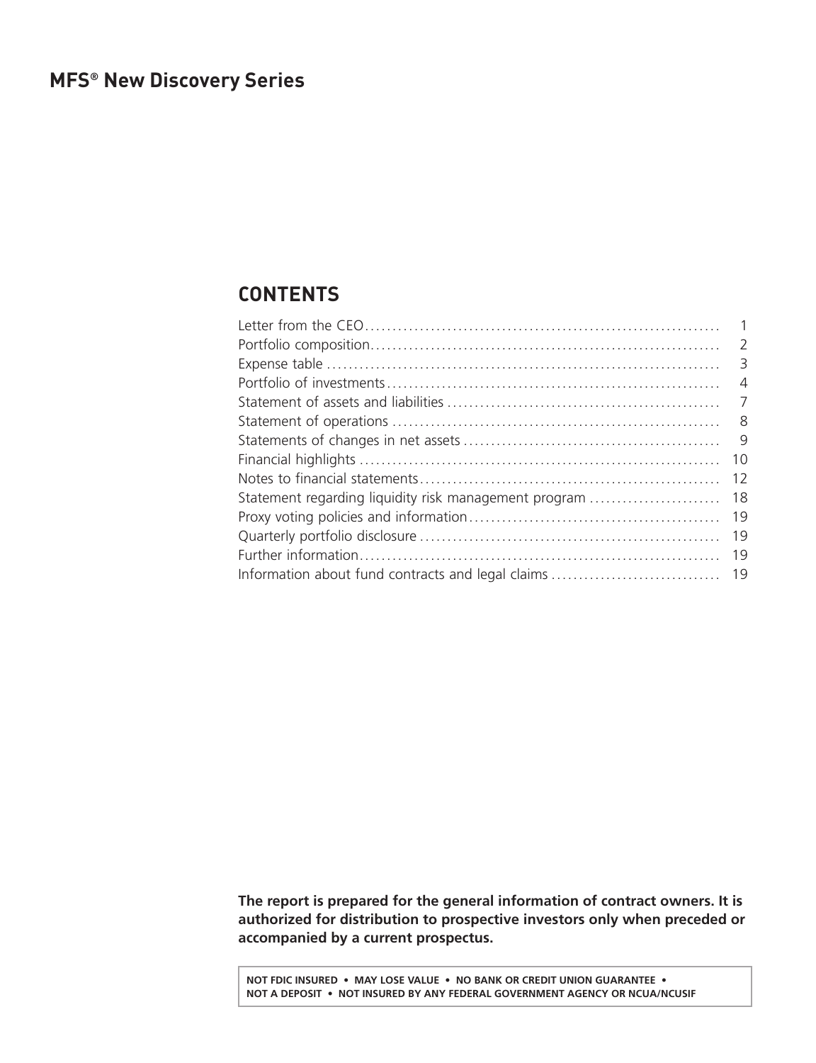# MFS® New Discovery Series

## CONTENTS

| | |
|---|---|
| Letter from the CEO | 1 |
| Portfolio composition | 2 |
| Expense table | 3 |
| Portfolio of investments | 4 |
| Statement of assets and liabilities | 7 |
| Statement of operations | 8 |
| Statements of changes in net assets | 9 |
| Financial highlights | 10 |
| Notes to financial statements | 12 |
| Statement regarding liquidity risk management program | 18 |
| Proxy voting policies and information | 19 |
| Quarterly portfolio disclosure | 19 |
| Further information | 19 |
| Information about fund contracts and legal claims | 19 |

**The report is prepared for the general information of contract owners. It is authorized for distribution to prospective investors only when preceded or accompanied by a current prospectus.**

NOT FDIC INSURED • MAY LOSE VALUE • NO BANK OR CREDIT UNION GUARANTEE • NOT A DEPOSIT • NOT INSURED BY ANY FEDERAL GOVERNMENT AGENCY OR NCUA/NCUSIF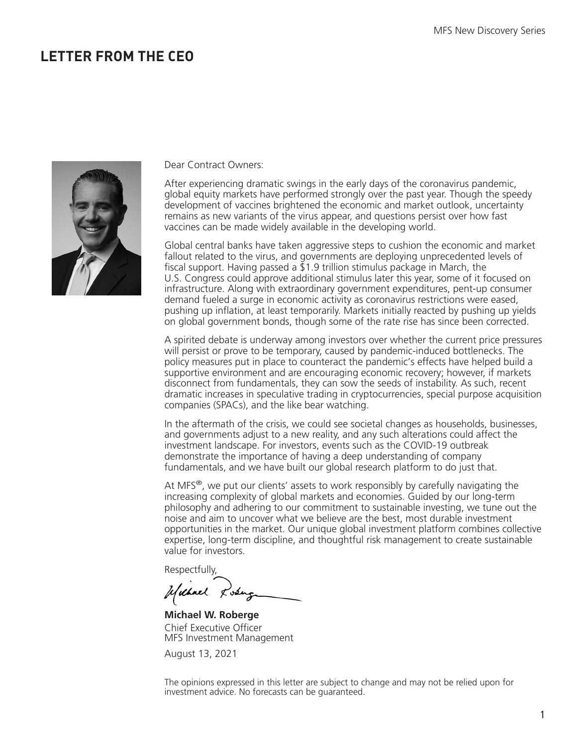# LETTER FROM THE CEO

Dear Contract Owners:

After experiencing dramatic swings in the early days of the coronavirus pandemic, global equity markets have performed strongly over the past year. Though the speedy development of vaccines brightened the economic and market outlook, uncertainty remains as new variants of the virus appear, and questions persist over how fast vaccines can be made widely available in the developing world.

Global central banks have taken aggressive steps to cushion the economic and market fallout related to the virus, and governments are deploying unprecedented levels of fiscal support. Having passed a $1.9 trillion stimulus package in March, the U.S. Congress could approve additional stimulus later this year, some of it focused on infrastructure. Along with extraordinary government expenditures, pent-up consumer demand fueled a surge in economic activity as coronavirus restrictions were eased, pushing up inflation, at least temporarily. Markets initially reacted by pushing up yields on global government bonds, though some of the rate rise has since been corrected.

A spirited debate is underway among investors over whether the current price pressures will persist or prove to be temporary, caused by pandemic-induced bottlenecks. The policy measures put in place to counteract the pandemic's effects have helped build a supportive environment and are encouraging economic recovery; however, if markets disconnect from fundamentals, they can sow the seeds of instability. As such, recent dramatic increases in speculative trading in cryptocurrencies, special purpose acquisition companies (SPACs), and the like bear watching.

In the aftermath of the crisis, we could see societal changes as households, businesses, and governments adjust to a new reality, and any such alterations could affect the investment landscape. For investors, events such as the COVID-19 outbreak demonstrate the importance of having a deep understanding of company fundamentals, and we have built our global research platform to do just that.

At MFS®, we put our clients' assets to work responsibly by carefully navigating the increasing complexity of global markets and economies. Guided by our long-term philosophy and adhering to our commitment to sustainable investing, we tune out the noise and aim to uncover what we believe are the best, most durable investment opportunities in the market. Our unique global investment platform combines collective expertise, long-term discipline, and thoughtful risk management to create sustainable value for investors.

Respectfully,

**Michael W. Roberge**
Chief Executive Officer
MFS Investment Management

August 13, 2021

The opinions expressed in this letter are subject to change and may not be relied upon for investment advice. No forecasts can be guaranteed.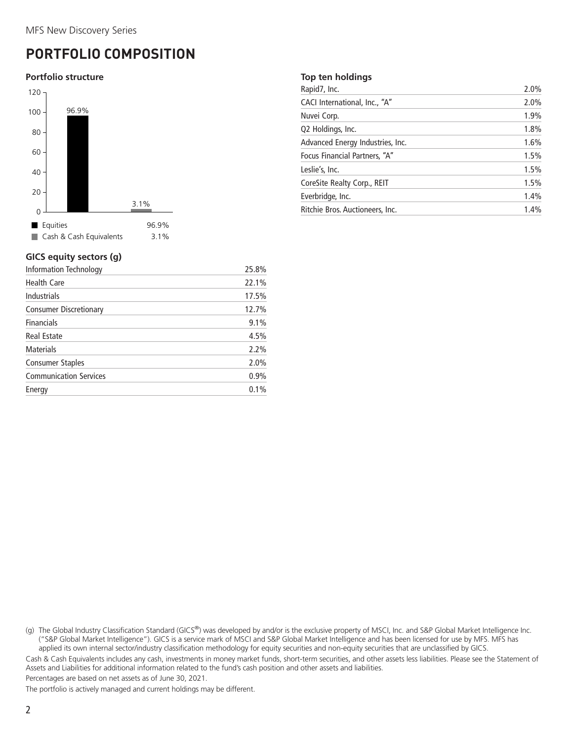# PORTFOLIO COMPOSITION

### Portfolio structure

| | |
|---|---|
| Equities | 96.9% |
| Cash & Cash Equivalents | 3.1% |

### GICS equity sectors (g)

| | |
|---|---|
| Information Technology | 25.8% |
| Health Care | 22.1% |
| Industrials | 17.5% |
| Consumer Discretionary | 12.7% |
| Financials | 9.1% |
| Real Estate | 4.5% |
| Materials | 2.2% |
| Consumer Staples | 2.0% |
| Communication Services | 0.9% |
| Energy | 0.1% |

### Top ten holdings

| | |
|---|---|
| Rapid7, Inc. | 2.0% |
| CACI International, Inc., "A" | 2.0% |
| Nuvei Corp. | 1.9% |
| Q2 Holdings, Inc. | 1.8% |
| Advanced Energy Industries, Inc. | 1.6% |
| Focus Financial Partners, "A" | 1.5% |
| Leslie's, Inc. | 1.5% |
| CoreSite Realty Corp., REIT | 1.5% |
| Everbridge, Inc. | 1.4% |
| Ritchie Bros. Auctioneers, Inc. | 1.4% |

(g) The Global Industry Classification Standard (GICS®) was developed by and/or is the exclusive property of MSCI, Inc. and S&P Global Market Intelligence Inc. ("S&P Global Market Intelligence"). GICS is a service mark of MSCI and S&P Global Market Intelligence and has been licensed for use by MFS. MFS has applied its own internal sector/industry classification methodology for equity securities and non-equity securities that are unclassified by GICS.

Cash & Cash Equivalents includes any cash, investments in money market funds, short-term securities, and other assets less liabilities. Please see the Statement of Assets and Liabilities for additional information related to the fund's cash position and other assets and liabilities.

Percentages are based on net assets as of June 30, 2021.

The portfolio is actively managed and current holdings may be different.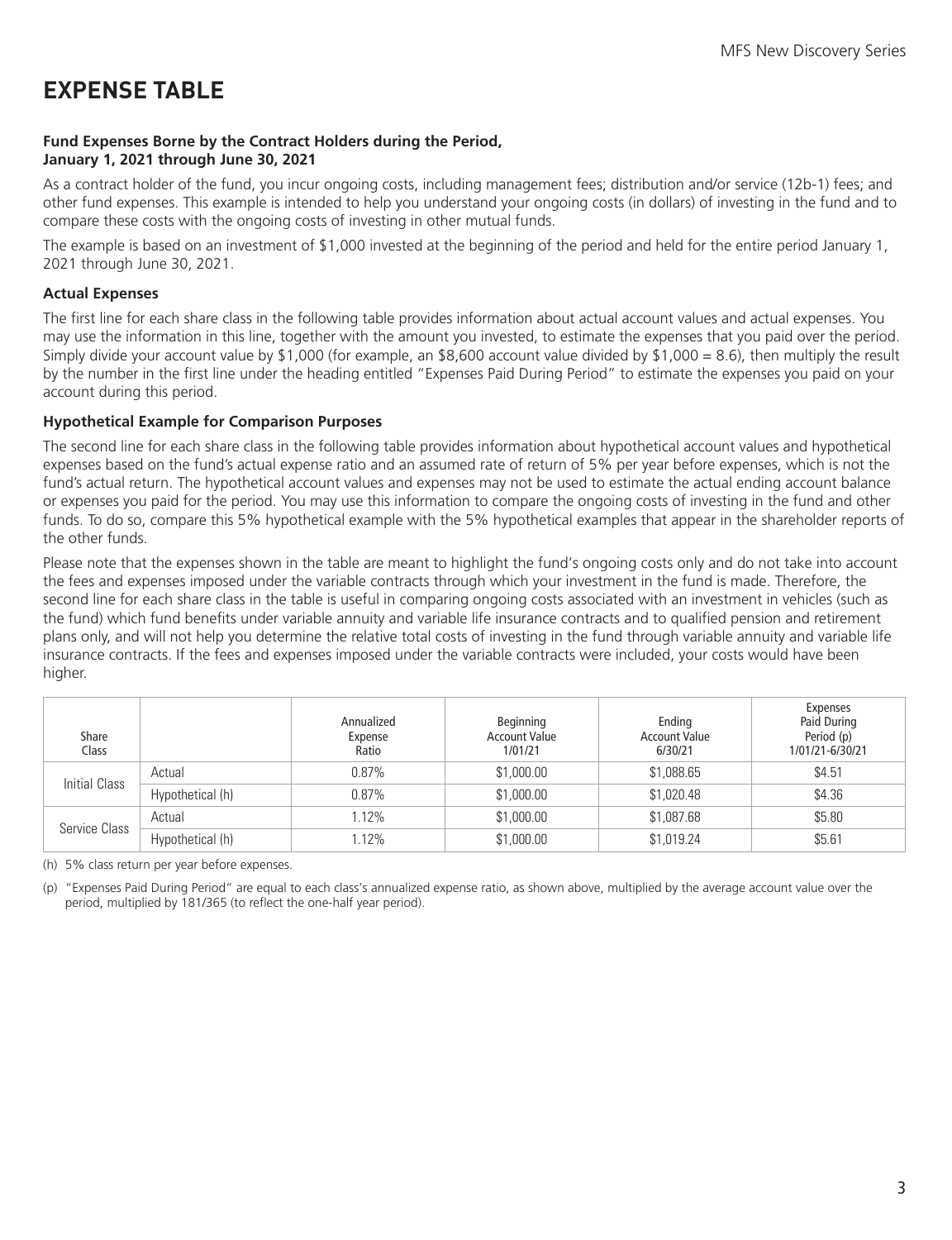# EXPENSE TABLE

**Fund Expenses Borne by the Contract Holders during the Period, January 1, 2021 through June 30, 2021**

As a contract holder of the fund, you incur ongoing costs, including management fees; distribution and/or service (12b-1) fees; and other fund expenses. This example is intended to help you understand your ongoing costs (in dollars) of investing in the fund and to compare these costs with the ongoing costs of investing in other mutual funds.

The example is based on an investment of $1,000 invested at the beginning of the period and held for the entire period January 1, 2021 through June 30, 2021.

### Actual Expenses

The first line for each share class in the following table provides information about actual account values and actual expenses. You may use the information in this line, together with the amount you invested, to estimate the expenses that you paid over the period. Simply divide your account value by $1,000 (for example, an $8,600 account value divided by $1,000 = 8.6), then multiply the result by the number in the first line under the heading entitled "Expenses Paid During Period" to estimate the expenses you paid on your account during this period.

### Hypothetical Example for Comparison Purposes

The second line for each share class in the following table provides information about hypothetical account values and hypothetical expenses based on the fund's actual expense ratio and an assumed rate of return of 5% per year before expenses, which is not the fund's actual return. The hypothetical account values and expenses may not be used to estimate the actual ending account balance or expenses you paid for the period. You may use this information to compare the ongoing costs of investing in the fund and other funds. To do so, compare this 5% hypothetical example with the 5% hypothetical examples that appear in the shareholder reports of the other funds.

Please note that the expenses shown in the table are meant to highlight the fund's ongoing costs only and do not take into account the fees and expenses imposed under the variable contracts through which your investment in the fund is made. Therefore, the second line for each share class in the table is useful in comparing ongoing costs associated with an investment in vehicles (such as the fund) which fund benefits under variable annuity and variable life insurance contracts and to qualified pension and retirement plans only, and will not help you determine the relative total costs of investing in the fund through variable annuity and variable life insurance contracts. If the fees and expenses imposed under the variable contracts were included, your costs would have been higher.

| Share Class | | Annualized Expense Ratio | Beginning Account Value 1/01/21 | Ending Account Value 6/30/21 | Expenses Paid During Period (p) 1/01/21-6/30/21 |
|---|---|---|---|---|---|
| Initial Class | Actual | 0.87% | $1,000.00 | $1,088.65 | $4.51 |
| | Hypothetical (h) | 0.87% | $1,000.00 | $1,020.48 | $4.36 |
| Service Class | Actual | 1.12% | $1,000.00 | $1,087.68 | $5.80 |
| | Hypothetical (h) | 1.12% | $1,000.00 | $1,019.24 | $5.61 |

(h) 5% class return per year before expenses.

(p) "Expenses Paid During Period" are equal to each class's annualized expense ratio, as shown above, multiplied by the average account value over the period, multiplied by 181/365 (to reflect the one-half year period).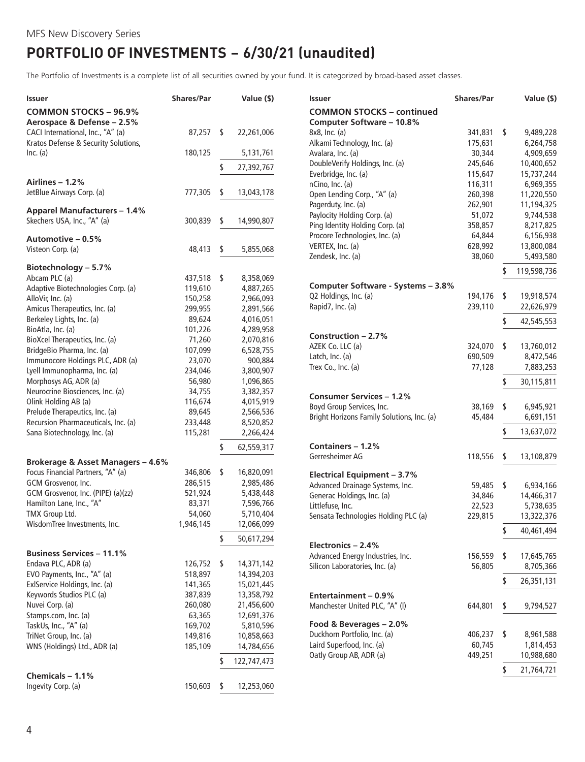MFS New Discovery Series

# PORTFOLIO OF INVESTMENTS – 6/30/21 (unaudited)

The Portfolio of Investments is a complete list of all securities owned by your fund. It is categorized by broad-based asset classes.

| Issuer | Shares/Par | Value ($) |
|---|---|---|
| **COMMON STOCKS – 96.9%** | | |
| **Aerospace & Defense – 2.5%** | | |
| CACI International, Inc., "A" (a) | 87,257 | $ 22,261,006 |
| Kratos Defense & Security Solutions, Inc. (a) | 180,125 | 5,131,761 |
| | | $ 27,392,767 |
| **Airlines – 1.2%** | | |
| JetBlue Airways Corp. (a) | 777,305 | $ 13,043,178 |
| **Apparel Manufacturers – 1.4%** | | |
| Skechers USA, Inc., "A" (a) | 300,839 | $ 14,990,807 |
| **Automotive – 0.5%** | | |
| Visteon Corp. (a) | 48,413 | $ 5,855,068 |
| **Biotechnology – 5.7%** | | |
| Abcam PLC (a) | 437,518 | $ 8,358,069 |
| Adaptive Biotechnologies Corp. (a) | 119,610 | 4,887,265 |
| AlloVir, Inc. (a) | 150,258 | 2,966,093 |
| Amicus Therapeutics, Inc. (a) | 299,955 | 2,891,566 |
| Berkeley Lights, Inc. (a) | 89,624 | 4,016,051 |
| BioAtla, Inc. (a) | 101,226 | 4,289,958 |
| BioXcel Therapeutics, Inc. (a) | 71,260 | 2,070,816 |
| BridgeBio Pharma, Inc. (a) | 107,099 | 6,528,755 |
| Immunocore Holdings PLC, ADR (a) | 23,070 | 900,884 |
| Lyell Immunopharma, Inc. (a) | 234,046 | 3,800,907 |
| Morphosys AG, ADR (a) | 56,980 | 1,096,865 |
| Neurocrine Biosciences, Inc. (a) | 34,755 | 3,382,357 |
| Olink Holding AB (a) | 116,674 | 4,015,919 |
| Prelude Therapeutics, Inc. (a) | 89,645 | 2,566,536 |
| Recursion Pharmaceuticals, Inc. (a) | 233,448 | 8,520,852 |
| Sana Biotechnology, Inc. (a) | 115,281 | 2,266,424 |
| | | $ 62,559,317 |
| **Brokerage & Asset Managers – 4.6%** | | |
| Focus Financial Partners, "A" (a) | 346,806 | $ 16,820,091 |
| GCM Grosvenor, Inc. | 286,515 | 2,985,486 |
| GCM Grosvenor, Inc. (PIPE) (a)(zz) | 521,924 | 5,438,448 |
| Hamilton Lane, Inc., "A" | 83,371 | 7,596,766 |
| TMX Group Ltd. | 54,060 | 5,710,404 |
| WisdomTree Investments, Inc. | 1,946,145 | 12,066,099 |
| | | $ 50,617,294 |
| **Business Services – 11.1%** | | |
| Endava PLC, ADR (a) | 126,752 | $ 14,371,142 |
| EVO Payments, Inc., "A" (a) | 518,897 | 14,394,203 |
| ExlService Holdings, Inc. (a) | 141,365 | 15,021,445 |
| Keywords Studios PLC (a) | 387,839 | 13,358,792 |
| Nuvei Corp. (a) | 260,080 | 21,456,600 |
| Stamps.com, Inc. (a) | 63,365 | 12,691,376 |
| TaskUs, Inc., "A" (a) | 169,702 | 5,810,596 |
| TriNet Group, Inc. (a) | 149,816 | 10,858,663 |
| WNS (Holdings) Ltd., ADR (a) | 185,109 | 14,784,656 |
| | | $ 122,747,473 |
| **Chemicals – 1.1%** | | |
| Ingevity Corp. (a) | 150,603 | $ 12,253,060 |
| **COMMON STOCKS – continued** | | |
| **Computer Software – 10.8%** | | |
| 8x8, Inc. (a) | 341,831 | $ 9,489,228 |
| Alkami Technology, Inc. (a) | 175,631 | 6,264,758 |
| Avalara, Inc. (a) | 30,344 | 4,909,659 |
| DoubleVerify Holdings, Inc. (a) | 245,646 | 10,400,652 |
| Everbridge, Inc. (a) | 115,647 | 15,737,244 |
| nCino, Inc. (a) | 116,311 | 6,969,355 |
| Open Lending Corp., "A" (a) | 260,398 | 11,220,550 |
| Pagerduty, Inc. (a) | 262,901 | 11,194,325 |
| Paylocity Holding Corp. (a) | 51,072 | 9,744,538 |
| Ping Identity Holding Corp. (a) | 358,857 | 8,217,825 |
| Procore Technologies, Inc. (a) | 64,844 | 6,156,938 |
| VERTEX, Inc. (a) | 628,992 | 13,800,084 |
| Zendesk, Inc. (a) | 38,060 | 5,493,580 |
| | | $ 119,598,736 |
| **Computer Software - Systems – 3.8%** | | |
| Q2 Holdings, Inc. (a) | 194,176 | $ 19,918,574 |
| Rapid7, Inc. (a) | 239,110 | 22,626,979 |
| | | $ 42,545,553 |
| **Construction – 2.7%** | | |
| AZEK Co. LLC (a) | 324,070 | $ 13,760,012 |
| Latch, Inc. (a) | 690,509 | 8,472,546 |
| Trex Co., Inc. (a) | 77,128 | 7,883,253 |
| | | $ 30,115,811 |
| **Consumer Services – 1.2%** | | |
| Boyd Group Services, Inc. | 38,169 | $ 6,945,921 |
| Bright Horizons Family Solutions, Inc. (a) | 45,484 | 6,691,151 |
| | | $ 13,637,072 |
| **Containers – 1.2%** | | |
| Gerresheimer AG | 118,556 | $ 13,108,879 |
| **Electrical Equipment – 3.7%** | | |
| Advanced Drainage Systems, Inc. | 59,485 | $ 6,934,166 |
| Generac Holdings, Inc. (a) | 34,846 | 14,466,317 |
| Littelfuse, Inc. | 22,523 | 5,738,635 |
| Sensata Technologies Holding PLC (a) | 229,815 | 13,322,376 |
| | | $ 40,461,494 |
| **Electronics – 2.4%** | | |
| Advanced Energy Industries, Inc. | 156,559 | $ 17,645,765 |
| Silicon Laboratories, Inc. (a) | 56,805 | 8,705,366 |
| | | $ 26,351,131 |
| **Entertainment – 0.9%** | | |
| Manchester United PLC, "A" (l) | 644,801 | $ 9,794,527 |
| **Food & Beverages – 2.0%** | | |
| Duckhorn Portfolio, Inc. (a) | 406,237 | $ 8,961,588 |
| Laird Superfood, Inc. (a) | 60,745 | 1,814,453 |
| Oatly Group AB, ADR (a) | 449,251 | 10,988,680 |
| | | $ 21,764,721 |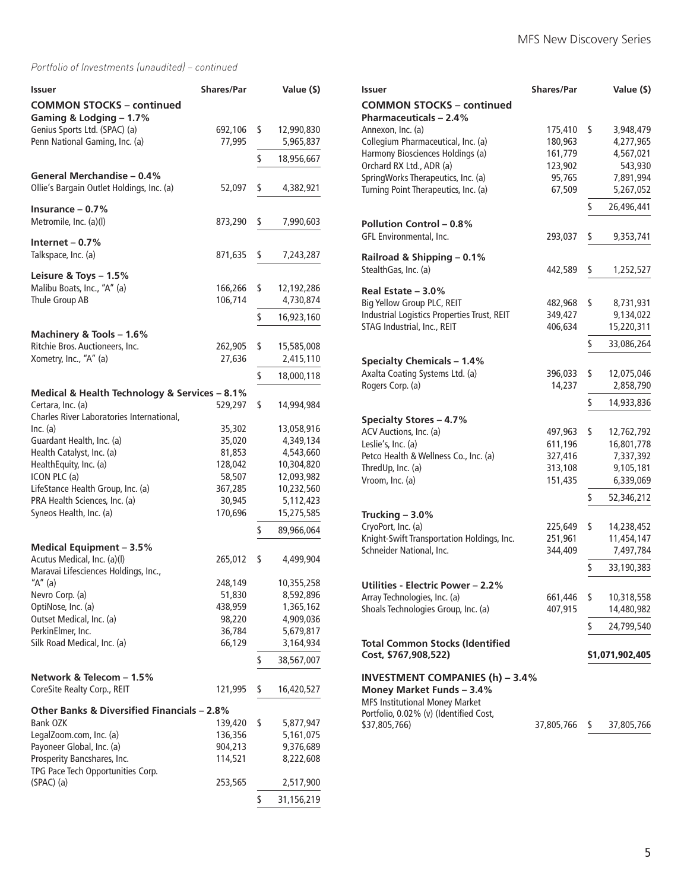*Portfolio of Investments (unaudited) – continued*

| Issuer | Shares/Par | Value ($) |
|---|---|---|
| **COMMON STOCKS – continued** | | |
| **Gaming & Lodging – 1.7%** | | |
| Genius Sports Ltd. (SPAC) (a) | 692,106 | $ 12,990,830 |
| Penn National Gaming, Inc. (a) | 77,995 | 5,965,837 |
| | | $ 18,956,667 |
| **General Merchandise – 0.4%** | | |
| Ollie's Bargain Outlet Holdings, Inc. (a) | 52,097 | $ 4,382,921 |
| **Insurance – 0.7%** | | |
| Metromile, Inc. (a)(l) | 873,290 | $ 7,990,603 |
| **Internet – 0.7%** | | |
| Talkspace, Inc. (a) | 871,635 | $ 7,243,287 |
| **Leisure & Toys – 1.5%** | | |
| Malibu Boats, Inc., "A" (a) | 166,266 | $ 12,192,286 |
| Thule Group AB | 106,714 | 4,730,874 |
| | | $ 16,923,160 |
| **Machinery & Tools – 1.6%** | | |
| Ritchie Bros. Auctioneers, Inc. | 262,905 | $ 15,585,008 |
| Xometry, Inc., "A" (a) | 27,636 | 2,415,110 |
| | | $ 18,000,118 |
| **Medical & Health Technology & Services – 8.1%** | | |
| Certara, Inc. (a) | 529,297 | $ 14,994,984 |
| Charles River Laboratories International, Inc. (a) | 35,302 | 13,058,916 |
| Guardant Health, Inc. (a) | 35,020 | 4,349,134 |
| Health Catalyst, Inc. (a) | 81,853 | 4,543,660 |
| HealthEquity, Inc. (a) | 128,042 | 10,304,820 |
| ICON PLC (a) | 58,507 | 12,093,982 |
| LifeStance Health Group, Inc. (a) | 367,285 | 10,232,560 |
| PRA Health Sciences, Inc. (a) | 30,945 | 5,112,423 |
| Syneos Health, Inc. (a) | 170,696 | 15,275,585 |
| | | $ 89,966,064 |
| **Medical Equipment – 3.5%** | | |
| Acutus Medical, Inc. (a)(l) | 265,012 | $ 4,499,904 |
| Maravai Lifesciences Holdings, Inc., "A" (a) | 248,149 | 10,355,258 |
| Nevro Corp. (a) | 51,830 | 8,592,896 |
| OptiNose, Inc. (a) | 438,959 | 1,365,162 |
| Outset Medical, Inc. (a) | 98,220 | 4,909,036 |
| PerkinElmer, Inc. | 36,784 | 5,679,817 |
| Silk Road Medical, Inc. (a) | 66,129 | 3,164,934 |
| | | $ 38,567,007 |
| **Network & Telecom – 1.5%** | | |
| CoreSite Realty Corp., REIT | 121,995 | $ 16,420,527 |
| **Other Banks & Diversified Financials – 2.8%** | | |
| Bank OZK | 139,420 | $ 5,877,947 |
| LegalZoom.com, Inc. (a) | 136,356 | 5,161,075 |
| Payoneer Global, Inc. (a) | 904,213 | 9,376,689 |
| Prosperity Bancshares, Inc. | 114,521 | 8,222,608 |
| TPG Pace Tech Opportunities Corp. (SPAC) (a) | 253,565 | 2,517,900 |
| | | $ 31,156,219 |
| **Pharmaceuticals – 2.4%** | | |
| Annexon, Inc. (a) | 175,410 | $ 3,948,479 |
| Collegium Pharmaceutical, Inc. (a) | 180,963 | 4,277,965 |
| Harmony Biosciences Holdings (a) | 161,779 | 4,567,021 |
| Orchard RX Ltd., ADR (a) | 123,902 | 543,930 |
| SpringWorks Therapeutics, Inc. (a) | 95,765 | 7,891,994 |
| Turning Point Therapeutics, Inc. (a) | 67,509 | 5,267,052 |
| | | $ 26,496,441 |
| **Pollution Control – 0.8%** | | |
| GFL Environmental, Inc. | 293,037 | $ 9,353,741 |
| **Railroad & Shipping – 0.1%** | | |
| StealthGas, Inc. (a) | 442,589 | $ 1,252,527 |
| **Real Estate – 3.0%** | | |
| Big Yellow Group PLC, REIT | 482,968 | $ 8,731,931 |
| Industrial Logistics Properties Trust, REIT | 349,427 | 9,134,022 |
| STAG Industrial, Inc., REIT | 406,634 | 15,220,311 |
| | | $ 33,086,264 |
| **Specialty Chemicals – 1.4%** | | |
| Axalta Coating Systems Ltd. (a) | 396,033 | $ 12,075,046 |
| Rogers Corp. (a) | 14,237 | 2,858,790 |
| | | $ 14,933,836 |
| **Specialty Stores – 4.7%** | | |
| ACV Auctions, Inc. (a) | 497,963 | $ 12,762,792 |
| Leslie's, Inc. (a) | 611,196 | 16,801,778 |
| Petco Health & Wellness Co., Inc. (a) | 327,416 | 7,337,392 |
| ThredUp, Inc. (a) | 313,108 | 9,105,181 |
| Vroom, Inc. (a) | 151,435 | 6,339,069 |
| | | $ 52,346,212 |
| **Trucking – 3.0%** | | |
| CryoPort, Inc. (a) | 225,649 | $ 14,238,452 |
| Knight-Swift Transportation Holdings, Inc. | 251,961 | 11,454,147 |
| Schneider National, Inc. | 344,409 | 7,497,784 |
| | | $ 33,190,383 |
| **Utilities - Electric Power – 2.2%** | | |
| Array Technologies, Inc. (a) | 661,446 | $ 10,318,558 |
| Shoals Technologies Group, Inc. (a) | 407,915 | 14,480,982 |
| | | $ 24,799,540 |
| **Total Common Stocks (Identified Cost, $767,908,522)** | | **$1,071,902,405** |
| **INVESTMENT COMPANIES (h) – 3.4%** | | |
| **Money Market Funds – 3.4%** | | |
| MFS Institutional Money Market Portfolio, 0.02% (v) (Identified Cost, $37,805,766) | 37,805,766 | $ 37,805,766 |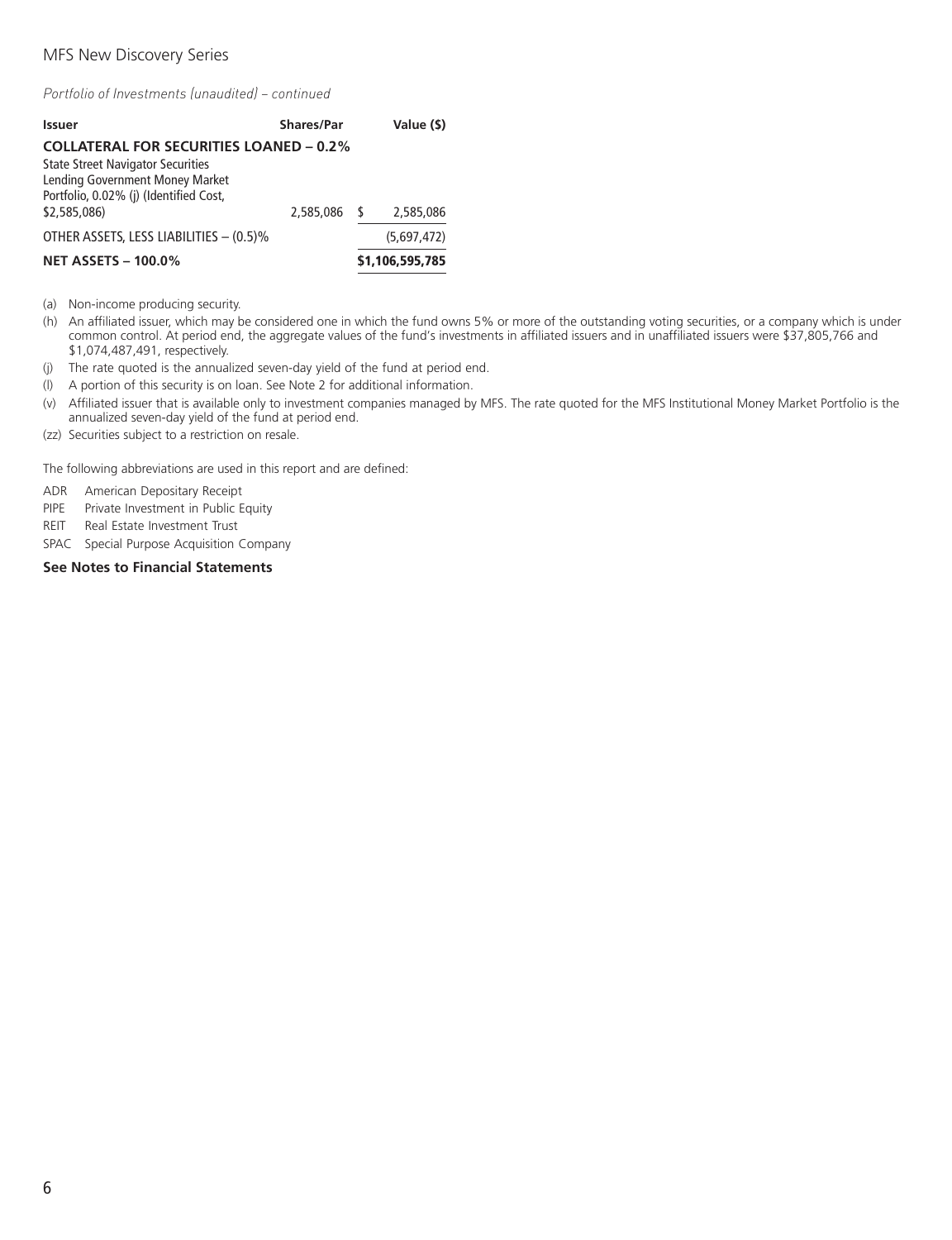*Portfolio of Investments (unaudited) – continued*

| Issuer | Shares/Par | Value ($) |
| --- | --- | --- |
| **COLLATERAL FOR SECURITIES LOANED – 0.2%** | | |
| State Street Navigator Securities Lending Government Money Market Portfolio, 0.02% (j) (Identified Cost, $2,585,086) | 2,585,086 | $ 2,585,086 |
| OTHER ASSETS, LESS LIABILITIES – (0.5)% | | (5,697,472) |
| **NET ASSETS – 100.0%** | | **$1,106,595,785** |

(a) Non-income producing security.

(h) An affiliated issuer, which may be considered one in which the fund owns 5% or more of the outstanding voting securities, or a company which is under common control. At period end, the aggregate values of the fund's investments in affiliated issuers and in unaffiliated issuers were $37,805,766 and $1,074,487,491, respectively.

(j) The rate quoted is the annualized seven-day yield of the fund at period end.

(l) A portion of this security is on loan. See Note 2 for additional information.

(v) Affiliated issuer that is available only to investment companies managed by MFS. The rate quoted for the MFS Institutional Money Market Portfolio is the annualized seven-day yield of the fund at period end.

(zz) Securities subject to a restriction on resale.

The following abbreviations are used in this report and are defined:

ADR American Depositary Receipt
PIPE Private Investment in Public Equity
REIT Real Estate Investment Trust
SPAC Special Purpose Acquisition Company

**See Notes to Financial Statements**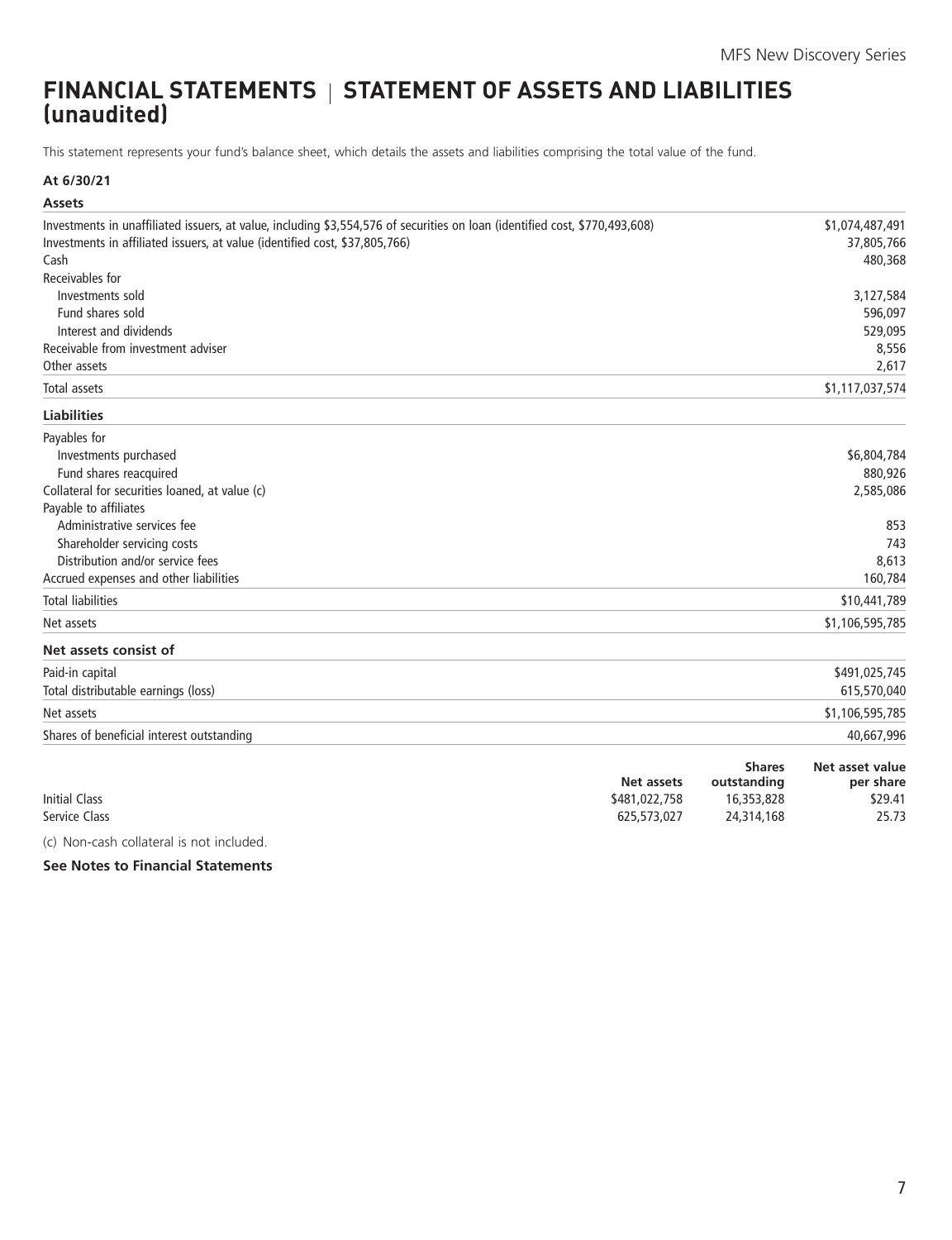# FINANCIAL STATEMENTS | STATEMENT OF ASSETS AND LIABILITIES (unaudited)

This statement represents your fund's balance sheet, which details the assets and liabilities comprising the total value of the fund.

**At 6/30/21**

| **Assets** | |
|---|---|
| Investments in unaffiliated issuers, at value, including $3,554,576 of securities on loan (identified cost, $770,493,608) | $1,074,487,491 |
| Investments in affiliated issuers, at value (identified cost, $37,805,766) | 37,805,766 |
| Cash | 480,368 |
| Receivables for | |
| Investments sold | 3,127,584 |
| Fund shares sold | 596,097 |
| Interest and dividends | 529,095 |
| Receivable from investment adviser | 8,556 |
| Other assets | 2,617 |
| Total assets | $1,117,037,574 |
| **Liabilities** | |
| Payables for | |
| Investments purchased | $6,804,784 |
| Fund shares reacquired | 880,926 |
| Collateral for securities loaned, at value (c) | 2,585,086 |
| Payable to affiliates | |
| Administrative services fee | 853 |
| Shareholder servicing costs | 743 |
| Distribution and/or service fees | 8,613 |
| Accrued expenses and other liabilities | 160,784 |
| Total liabilities | $10,441,789 |
| Net assets | $1,106,595,785 |
| **Net assets consist of** | |
| Paid-in capital | $491,025,745 |
| Total distributable earnings (loss) | 615,570,040 |
| Net assets | $1,106,595,785 |
| Shares of beneficial interest outstanding | 40,667,996 |

| | Net assets | Shares outstanding | Net asset value per share |
|---|---|---|---|
| Initial Class | $481,022,758 | 16,353,828 | $29.41 |
| Service Class | 625,573,027 | 24,314,168 | 25.73 |

(c) Non-cash collateral is not included.

**See Notes to Financial Statements**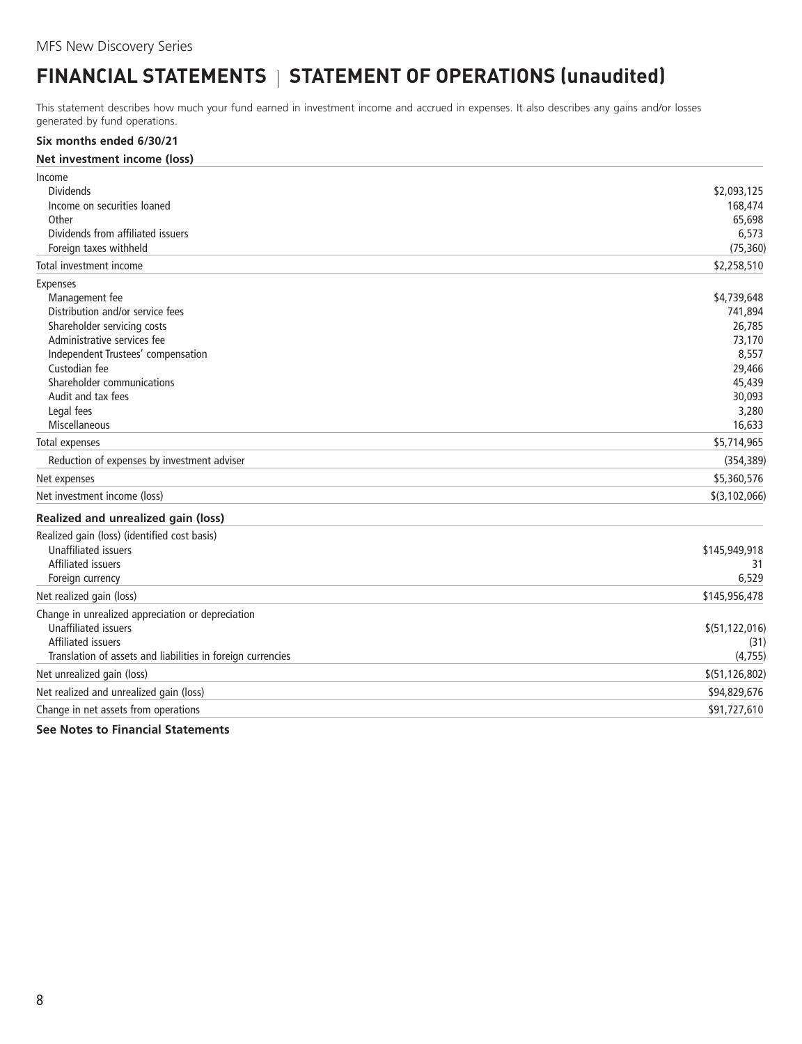# FINANCIAL STATEMENTS | STATEMENT OF OPERATIONS (unaudited)

This statement describes how much your fund earned in investment income and accrued in expenses. It also describes any gains and/or losses generated by fund operations.

**Six months ended 6/30/21**

| **Net investment income (loss)** | |
|---|---|
| Income | |
| Dividends | $2,093,125 |
| Income on securities loaned | 168,474 |
| Other | 65,698 |
| Dividends from affiliated issuers | 6,573 |
| Foreign taxes withheld | (75,360) |
| Total investment income | $2,258,510 |
| Expenses | |
| Management fee | $4,739,648 |
| Distribution and/or service fees | 741,894 |
| Shareholder servicing costs | 26,785 |
| Administrative services fee | 73,170 |
| Independent Trustees' compensation | 8,557 |
| Custodian fee | 29,466 |
| Shareholder communications | 45,439 |
| Audit and tax fees | 30,093 |
| Legal fees | 3,280 |
| Miscellaneous | 16,633 |
| Total expenses | $5,714,965 |
| Reduction of expenses by investment adviser | (354,389) |
| Net expenses | $5,360,576 |
| Net investment income (loss) | $(3,102,066) |
| **Realized and unrealized gain (loss)** | |
| Realized gain (loss) (identified cost basis) | |
| Unaffiliated issuers | $145,949,918 |
| Affiliated issuers | 31 |
| Foreign currency | 6,529 |
| Net realized gain (loss) | $145,956,478 |
| Change in unrealized appreciation or depreciation | |
| Unaffiliated issuers | $(51,122,016) |
| Affiliated issuers | (31) |
| Translation of assets and liabilities in foreign currencies | (4,755) |
| Net unrealized gain (loss) | $(51,126,802) |
| Net realized and unrealized gain (loss) | $94,829,676 |
| Change in net assets from operations | $91,727,610 |

**See Notes to Financial Statements**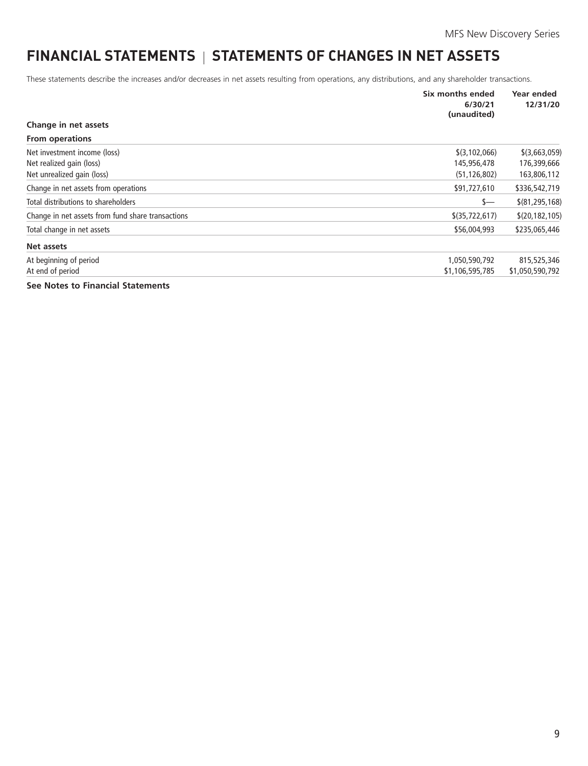# FINANCIAL STATEMENTS | STATEMENTS OF CHANGES IN NET ASSETS

These statements describe the increases and/or decreases in net assets resulting from operations, any distributions, and any shareholder transactions.

| | Six months ended 6/30/21 (unaudited) | Year ended 12/31/20 |
|---|---|---|
| **Change in net assets** | | |
| **From operations** | | |
| Net investment income (loss) | $(3,102,066) | $(3,663,059) |
| Net realized gain (loss) | 145,956,478 | 176,399,666 |
| Net unrealized gain (loss) | (51,126,802) | 163,806,112 |
| Change in net assets from operations | $91,727,610 | $336,542,719 |
| Total distributions to shareholders | $— | $(81,295,168) |
| Change in net assets from fund share transactions | $(35,722,617) | $(20,182,105) |
| Total change in net assets | $56,004,993 | $235,065,446 |
| **Net assets** | | |
| At beginning of period | 1,050,590,792 | 815,525,346 |
| At end of period | $1,106,595,785 | $1,050,590,792 |

**See Notes to Financial Statements**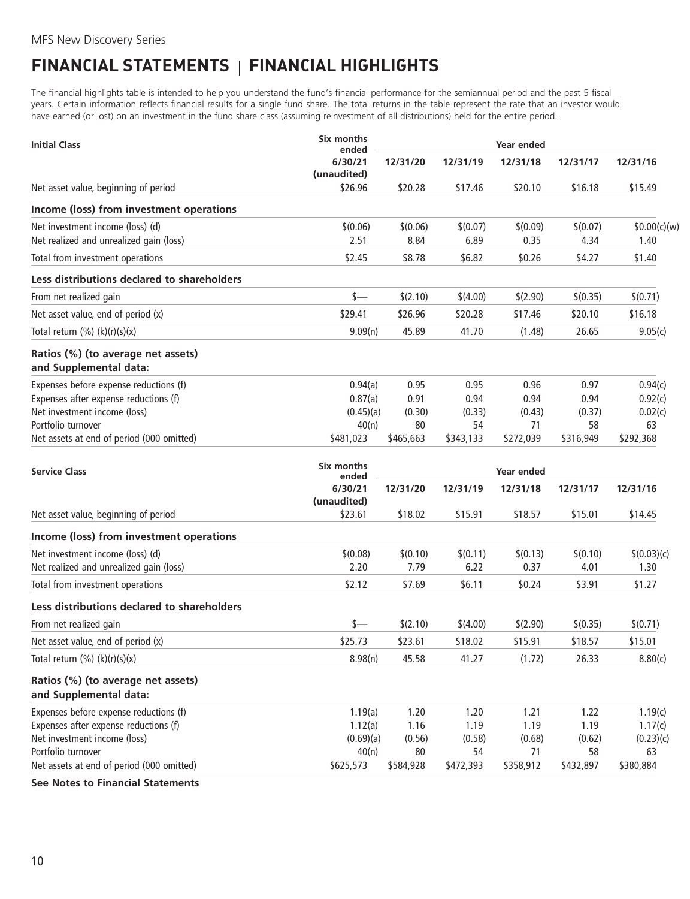MFS New Discovery Series

# FINANCIAL STATEMENTS | FINANCIAL HIGHLIGHTS

The financial highlights table is intended to help you understand the fund's financial performance for the semiannual period and the past 5 fiscal years. Certain information reflects financial results for a single fund share. The total returns in the table represent the rate that an investor would have earned (or lost) on an investment in the fund share class (assuming reinvestment of all distributions) held for the entire period.

| Initial Class | Six months ended | Year ended | | | | |
|---|---|---|---|---|---|---|
| | 6/30/21 (unaudited) | 12/31/20 | 12/31/19 | 12/31/18 | 12/31/17 | 12/31/16 |
| Net asset value, beginning of period | $26.96 | $20.28 | $17.46 | $20.10 | $16.18 | $15.49 |
| **Income (loss) from investment operations** | | | | | | |
| Net investment income (loss) (d) | $(0.06) | $(0.06) | $(0.07) | $(0.09) | $(0.07) | $0.00(c)(w) |
| Net realized and unrealized gain (loss) | 2.51 | 8.84 | 6.89 | 0.35 | 4.34 | 1.40 |
| Total from investment operations | $2.45 | $8.78 | $6.82 | $0.26 | $4.27 | $1.40 |
| **Less distributions declared to shareholders** | | | | | | |
| From net realized gain | $— | $(2.10) | $(4.00) | $(2.90) | $(0.35) | $(0.71) |
| Net asset value, end of period (x) | $29.41 | $26.96 | $20.28 | $17.46 | $20.10 | $16.18 |
| Total return (%) (k)(r)(s)(x) | 9.09(n) | 45.89 | 41.70 | (1.48) | 26.65 | 9.05(c) |
| **Ratios (%) (to average net assets) and Supplemental data:** | | | | | | |
| Expenses before expense reductions (f) | 0.94(a) | 0.95 | 0.95 | 0.96 | 0.97 | 0.94(c) |
| Expenses after expense reductions (f) | 0.87(a) | 0.91 | 0.94 | 0.94 | 0.94 | 0.92(c) |
| Net investment income (loss) | (0.45)(a) | (0.30) | (0.33) | (0.43) | (0.37) | 0.02(c) |
| Portfolio turnover | 40(n) | 80 | 54 | 71 | 58 | 63 |
| Net assets at end of period (000 omitted) | $481,023 | $465,663 | $343,133 | $272,039 | $316,949 | $292,368 |

| Service Class | Six months ended | Year ended | | | | |
|---|---|---|---|---|---|---|
| | 6/30/21 (unaudited) | 12/31/20 | 12/31/19 | 12/31/18 | 12/31/17 | 12/31/16 |
| Net asset value, beginning of period | $23.61 | $18.02 | $15.91 | $18.57 | $15.01 | $14.45 |
| **Income (loss) from investment operations** | | | | | | |
| Net investment income (loss) (d) | $(0.08) | $(0.10) | $(0.11) | $(0.13) | $(0.10) | $(0.03)(c) |
| Net realized and unrealized gain (loss) | 2.20 | 7.79 | 6.22 | 0.37 | 4.01 | 1.30 |
| Total from investment operations | $2.12 | $7.69 | $6.11 | $0.24 | $3.91 | $1.27 |
| **Less distributions declared to shareholders** | | | | | | |
| From net realized gain | $— | $(2.10) | $(4.00) | $(2.90) | $(0.35) | $(0.71) |
| Net asset value, end of period (x) | $25.73 | $23.61 | $18.02 | $15.91 | $18.57 | $15.01 |
| Total return (%) (k)(r)(s)(x) | 8.98(n) | 45.58 | 41.27 | (1.72) | 26.33 | 8.80(c) |
| **Ratios (%) (to average net assets) and Supplemental data:** | | | | | | |
| Expenses before expense reductions (f) | 1.19(a) | 1.20 | 1.20 | 1.21 | 1.22 | 1.19(c) |
| Expenses after expense reductions (f) | 1.12(a) | 1.16 | 1.19 | 1.19 | 1.19 | 1.17(c) |
| Net investment income (loss) | (0.69)(a) | (0.56) | (0.58) | (0.68) | (0.62) | (0.23)(c) |
| Portfolio turnover | 40(n) | 80 | 54 | 71 | 58 | 63 |
| Net assets at end of period (000 omitted) | $625,573 | $584,928 | $472,393 | $358,912 | $432,897 | $380,884 |

**See Notes to Financial Statements**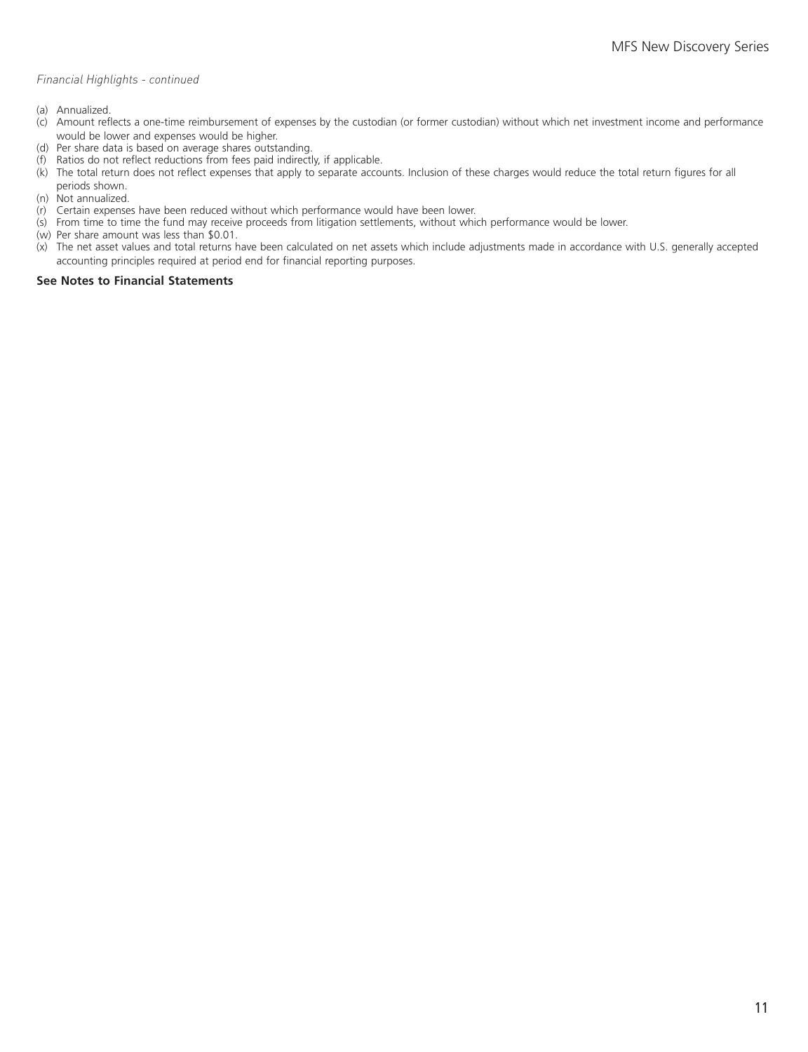*Financial Highlights - continued*

(a) Annualized.
(c) Amount reflects a one-time reimbursement of expenses by the custodian (or former custodian) without which net investment income and performance would be lower and expenses would be higher.
(d) Per share data is based on average shares outstanding.
(f) Ratios do not reflect reductions from fees paid indirectly, if applicable.
(k) The total return does not reflect expenses that apply to separate accounts. Inclusion of these charges would reduce the total return figures for all periods shown.
(n) Not annualized.
(r) Certain expenses have been reduced without which performance would have been lower.
(s) From time to time the fund may receive proceeds from litigation settlements, without which performance would be lower.
(w) Per share amount was less than $0.01.
(x) The net asset values and total returns have been calculated on net assets which include adjustments made in accordance with U.S. generally accepted accounting principles required at period end for financial reporting purposes.

**See Notes to Financial Statements**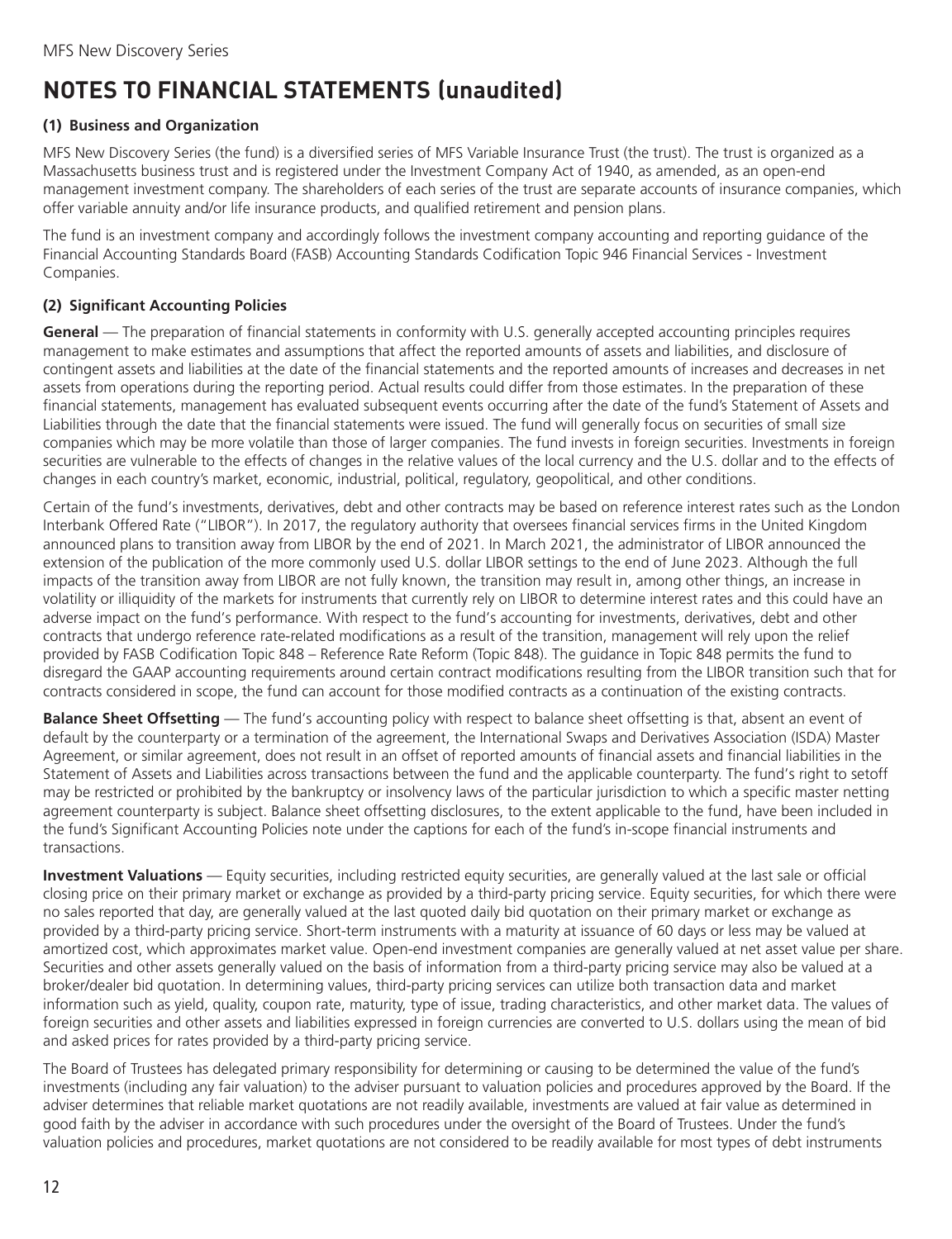# NOTES TO FINANCIAL STATEMENTS (unaudited)

### (1) Business and Organization

MFS New Discovery Series (the fund) is a diversified series of MFS Variable Insurance Trust (the trust). The trust is organized as a Massachusetts business trust and is registered under the Investment Company Act of 1940, as amended, as an open-end management investment company. The shareholders of each series of the trust are separate accounts of insurance companies, which offer variable annuity and/or life insurance products, and qualified retirement and pension plans.

The fund is an investment company and accordingly follows the investment company accounting and reporting guidance of the Financial Accounting Standards Board (FASB) Accounting Standards Codification Topic 946 Financial Services - Investment Companies.

### (2) Significant Accounting Policies

**General** — The preparation of financial statements in conformity with U.S. generally accepted accounting principles requires management to make estimates and assumptions that affect the reported amounts of assets and liabilities, and disclosure of contingent assets and liabilities at the date of the financial statements and the reported amounts of increases and decreases in net assets from operations during the reporting period. Actual results could differ from those estimates. In the preparation of these financial statements, management has evaluated subsequent events occurring after the date of the fund's Statement of Assets and Liabilities through the date that the financial statements were issued. The fund will generally focus on securities of small size companies which may be more volatile than those of larger companies. The fund invests in foreign securities. Investments in foreign securities are vulnerable to the effects of changes in the relative values of the local currency and the U.S. dollar and to the effects of changes in each country's market, economic, industrial, political, regulatory, geopolitical, and other conditions.

Certain of the fund's investments, derivatives, debt and other contracts may be based on reference interest rates such as the London Interbank Offered Rate ("LIBOR"). In 2017, the regulatory authority that oversees financial services firms in the United Kingdom announced plans to transition away from LIBOR by the end of 2021. In March 2021, the administrator of LIBOR announced the extension of the publication of the more commonly used U.S. dollar LIBOR settings to the end of June 2023. Although the full impacts of the transition away from LIBOR are not fully known, the transition may result in, among other things, an increase in volatility or illiquidity of the markets for instruments that currently rely on LIBOR to determine interest rates and this could have an adverse impact on the fund's performance. With respect to the fund's accounting for investments, derivatives, debt and other contracts that undergo reference rate-related modifications as a result of the transition, management will rely upon the relief provided by FASB Codification Topic 848 – Reference Rate Reform (Topic 848). The guidance in Topic 848 permits the fund to disregard the GAAP accounting requirements around certain contract modifications resulting from the LIBOR transition such that for contracts considered in scope, the fund can account for those modified contracts as a continuation of the existing contracts.

**Balance Sheet Offsetting** — The fund's accounting policy with respect to balance sheet offsetting is that, absent an event of default by the counterparty or a termination of the agreement, the International Swaps and Derivatives Association (ISDA) Master Agreement, or similar agreement, does not result in an offset of reported amounts of financial assets and financial liabilities in the Statement of Assets and Liabilities across transactions between the fund and the applicable counterparty. The fund's right to setoff may be restricted or prohibited by the bankruptcy or insolvency laws of the particular jurisdiction to which a specific master netting agreement counterparty is subject. Balance sheet offsetting disclosures, to the extent applicable to the fund, have been included in the fund's Significant Accounting Policies note under the captions for each of the fund's in-scope financial instruments and transactions.

**Investment Valuations** — Equity securities, including restricted equity securities, are generally valued at the last sale or official closing price on their primary market or exchange as provided by a third-party pricing service. Equity securities, for which there were no sales reported that day, are generally valued at the last quoted daily bid quotation on their primary market or exchange as provided by a third-party pricing service. Short-term instruments with a maturity at issuance of 60 days or less may be valued at amortized cost, which approximates market value. Open-end investment companies are generally valued at net asset value per share. Securities and other assets generally valued on the basis of information from a third-party pricing service may also be valued at a broker/dealer bid quotation. In determining values, third-party pricing services can utilize both transaction data and market information such as yield, quality, coupon rate, maturity, type of issue, trading characteristics, and other market data. The values of foreign securities and other assets and liabilities expressed in foreign currencies are converted to U.S. dollars using the mean of bid and asked prices for rates provided by a third-party pricing service.

The Board of Trustees has delegated primary responsibility for determining or causing to be determined the value of the fund's investments (including any fair valuation) to the adviser pursuant to valuation policies and procedures approved by the Board. If the adviser determines that reliable market quotations are not readily available, investments are valued at fair value as determined in good faith by the adviser in accordance with such procedures under the oversight of the Board of Trustees. Under the fund's valuation policies and procedures, market quotations are not considered to be readily available for most types of debt instruments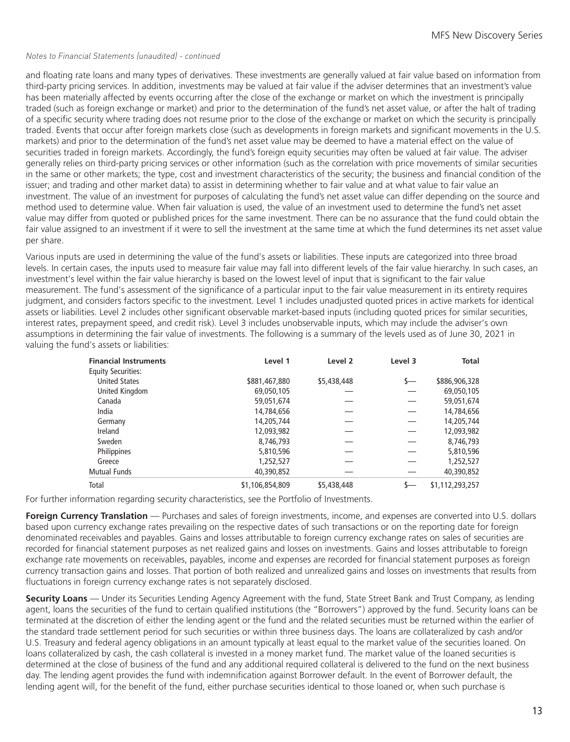*Notes to Financial Statements (unaudited) - continued*

and floating rate loans and many types of derivatives. These investments are generally valued at fair value based on information from third-party pricing services. In addition, investments may be valued at fair value if the adviser determines that an investment's value has been materially affected by events occurring after the close of the exchange or market on which the investment is principally traded (such as foreign exchange or market) and prior to the determination of the fund's net asset value, or after the halt of trading of a specific security where trading does not resume prior to the close of the exchange or market on which the security is principally traded. Events that occur after foreign markets close (such as developments in foreign markets and significant movements in the U.S. markets) and prior to the determination of the fund's net asset value may be deemed to have a material effect on the value of securities traded in foreign markets. Accordingly, the fund's foreign equity securities may often be valued at fair value. The adviser generally relies on third-party pricing services or other information (such as the correlation with price movements of similar securities in the same or other markets; the type, cost and investment characteristics of the security; the business and financial condition of the issuer; and trading and other market data) to assist in determining whether to fair value and at what value to fair value an investment. The value of an investment for purposes of calculating the fund's net asset value can differ depending on the source and method used to determine value. When fair valuation is used, the value of an investment used to determine the fund's net asset value may differ from quoted or published prices for the same investment. There can be no assurance that the fund could obtain the fair value assigned to an investment if it were to sell the investment at the same time at which the fund determines its net asset value per share.

Various inputs are used in determining the value of the fund's assets or liabilities. These inputs are categorized into three broad levels. In certain cases, the inputs used to measure fair value may fall into different levels of the fair value hierarchy. In such cases, an investment's level within the fair value hierarchy is based on the lowest level of input that is significant to the fair value measurement. The fund's assessment of the significance of a particular input to the fair value measurement in its entirety requires judgment, and considers factors specific to the investment. Level 1 includes unadjusted quoted prices in active markets for identical assets or liabilities. Level 2 includes other significant observable market-based inputs (including quoted prices for similar securities, interest rates, prepayment speed, and credit risk). Level 3 includes unobservable inputs, which may include the adviser's own assumptions in determining the fair value of investments. The following is a summary of the levels used as of June 30, 2021 in valuing the fund's assets or liabilities:

| Financial Instruments | Level 1 | Level 2 | Level 3 | Total |
|---|---|---|---|---|
| Equity Securities: | | | | |
| United States | $881,467,880 | $5,438,448 | $— | $886,906,328 |
| United Kingdom | 69,050,105 | — | — | 69,050,105 |
| Canada | 59,051,674 | — | — | 59,051,674 |
| India | 14,784,656 | — | — | 14,784,656 |
| Germany | 14,205,744 | — | — | 14,205,744 |
| Ireland | 12,093,982 | — | — | 12,093,982 |
| Sweden | 8,746,793 | — | — | 8,746,793 |
| Philippines | 5,810,596 | — | — | 5,810,596 |
| Greece | 1,252,527 | — | — | 1,252,527 |
| Mutual Funds | 40,390,852 | — | — | 40,390,852 |
| Total | $1,106,854,809 | $5,438,448 | $— | $1,112,293,257 |

For further information regarding security characteristics, see the Portfolio of Investments.

**Foreign Currency Translation** — Purchases and sales of foreign investments, income, and expenses are converted into U.S. dollars based upon currency exchange rates prevailing on the respective dates of such transactions or on the reporting date for foreign denominated receivables and payables. Gains and losses attributable to foreign currency exchange rates on sales of securities are recorded for financial statement purposes as net realized gains and losses on investments. Gains and losses attributable to foreign exchange rate movements on receivables, payables, income and expenses are recorded for financial statement purposes as foreign currency transaction gains and losses. That portion of both realized and unrealized gains and losses on investments that results from fluctuations in foreign currency exchange rates is not separately disclosed.

**Security Loans** — Under its Securities Lending Agency Agreement with the fund, State Street Bank and Trust Company, as lending agent, loans the securities of the fund to certain qualified institutions (the "Borrowers") approved by the fund. Security loans can be terminated at the discretion of either the lending agent or the fund and the related securities must be returned within the earlier of the standard trade settlement period for such securities or within three business days. The loans are collateralized by cash and/or U.S. Treasury and federal agency obligations in an amount typically at least equal to the market value of the securities loaned. On loans collateralized by cash, the cash collateral is invested in a money market fund. The market value of the loaned securities is determined at the close of business of the fund and any additional required collateral is delivered to the fund on the next business day. The lending agent provides the fund with indemnification against Borrower default. In the event of Borrower default, the lending agent will, for the benefit of the fund, either purchase securities identical to those loaned or, when such purchase is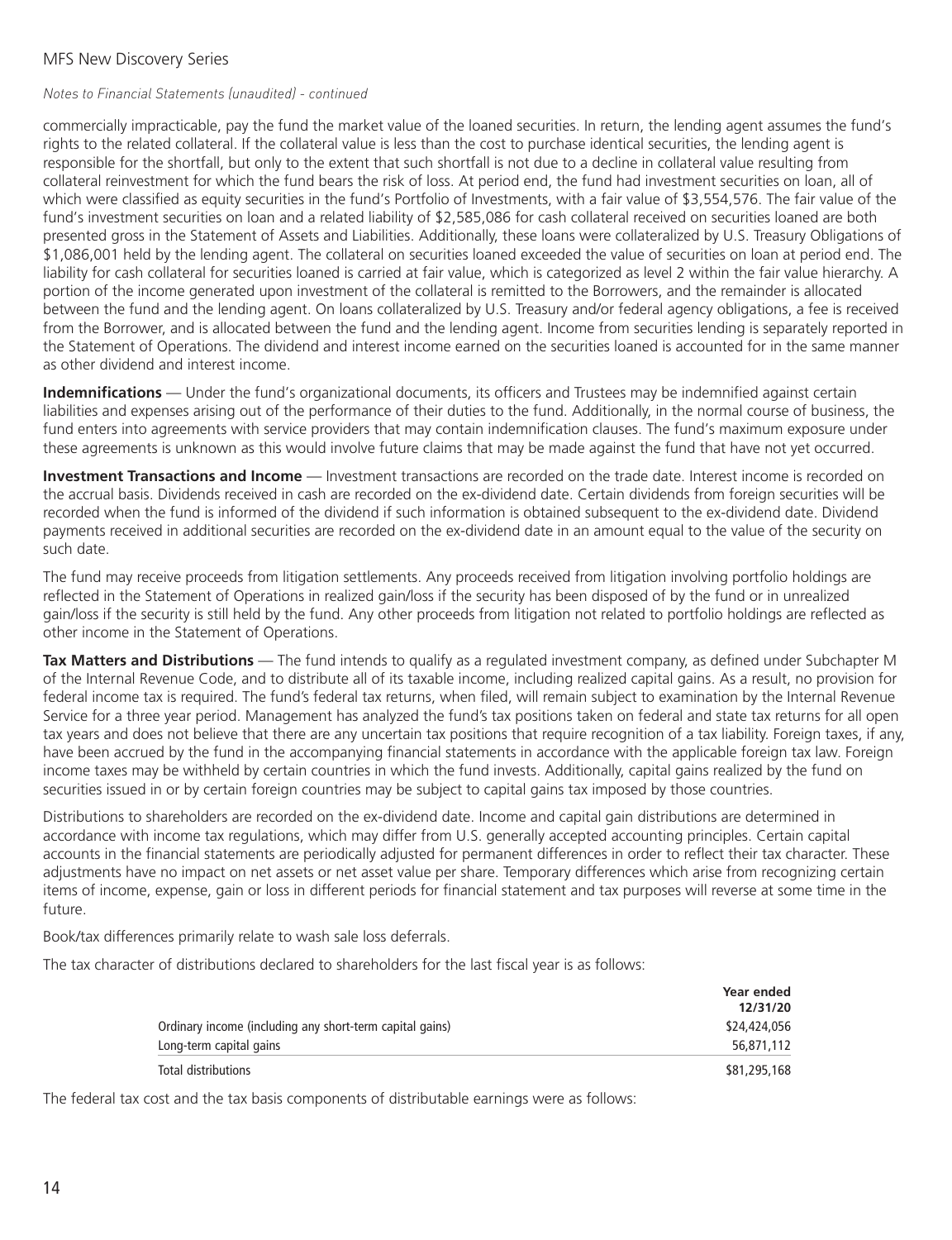commercially impracticable, pay the fund the market value of the loaned securities. In return, the lending agent assumes the fund's rights to the related collateral. If the collateral value is less than the cost to purchase identical securities, the lending agent is responsible for the shortfall, but only to the extent that such shortfall is not due to a decline in collateral value resulting from collateral reinvestment for which the fund bears the risk of loss. At period end, the fund had investment securities on loan, all of which were classified as equity securities in the fund's Portfolio of Investments, with a fair value of $3,554,576. The fair value of the fund's investment securities on loan and a related liability of $2,585,086 for cash collateral received on securities loaned are both presented gross in the Statement of Assets and Liabilities. Additionally, these loans were collateralized by U.S. Treasury Obligations of $1,086,001 held by the lending agent. The collateral on securities loaned exceeded the value of securities on loan at period end. The liability for cash collateral for securities loaned is carried at fair value, which is categorized as level 2 within the fair value hierarchy. A portion of the income generated upon investment of the collateral is remitted to the Borrowers, and the remainder is allocated between the fund and the lending agent. On loans collateralized by U.S. Treasury and/or federal agency obligations, a fee is received from the Borrower, and is allocated between the fund and the lending agent. Income from securities lending is separately reported in the Statement of Operations. The dividend and interest income earned on the securities loaned is accounted for in the same manner as other dividend and interest income.

**Indemnifications** — Under the fund's organizational documents, its officers and Trustees may be indemnified against certain liabilities and expenses arising out of the performance of their duties to the fund. Additionally, in the normal course of business, the fund enters into agreements with service providers that may contain indemnification clauses. The fund's maximum exposure under these agreements is unknown as this would involve future claims that may be made against the fund that have not yet occurred.

**Investment Transactions and Income** — Investment transactions are recorded on the trade date. Interest income is recorded on the accrual basis. Dividends received in cash are recorded on the ex-dividend date. Certain dividends from foreign securities will be recorded when the fund is informed of the dividend if such information is obtained subsequent to the ex-dividend date. Dividend payments received in additional securities are recorded on the ex-dividend date in an amount equal to the value of the security on such date.

The fund may receive proceeds from litigation settlements. Any proceeds received from litigation involving portfolio holdings are reflected in the Statement of Operations in realized gain/loss if the security has been disposed of by the fund or in unrealized gain/loss if the security is still held by the fund. Any other proceeds from litigation not related to portfolio holdings are reflected as other income in the Statement of Operations.

**Tax Matters and Distributions** — The fund intends to qualify as a regulated investment company, as defined under Subchapter M of the Internal Revenue Code, and to distribute all of its taxable income, including realized capital gains. As a result, no provision for federal income tax is required. The fund's federal tax returns, when filed, will remain subject to examination by the Internal Revenue Service for a three year period. Management has analyzed the fund's tax positions taken on federal and state tax returns for all open tax years and does not believe that there are any uncertain tax positions that require recognition of a tax liability. Foreign taxes, if any, have been accrued by the fund in the accompanying financial statements in accordance with the applicable foreign tax law. Foreign income taxes may be withheld by certain countries in which the fund invests. Additionally, capital gains realized by the fund on securities issued in or by certain foreign countries may be subject to capital gains tax imposed by those countries.

Distributions to shareholders are recorded on the ex-dividend date. Income and capital gain distributions are determined in accordance with income tax regulations, which may differ from U.S. generally accepted accounting principles. Certain capital accounts in the financial statements are periodically adjusted for permanent differences in order to reflect their tax character. These adjustments have no impact on net assets or net asset value per share. Temporary differences which arise from recognizing certain items of income, expense, gain or loss in different periods for financial statement and tax purposes will reverse at some time in the future.

Book/tax differences primarily relate to wash sale loss deferrals.

The tax character of distributions declared to shareholders for the last fiscal year is as follows:

| | Year ended 12/31/20 |
|---|---|
| Ordinary income (including any short-term capital gains) | $24,424,056 |
| Long-term capital gains | 56,871,112 |
| Total distributions | $81,295,168 |

The federal tax cost and the tax basis components of distributable earnings were as follows: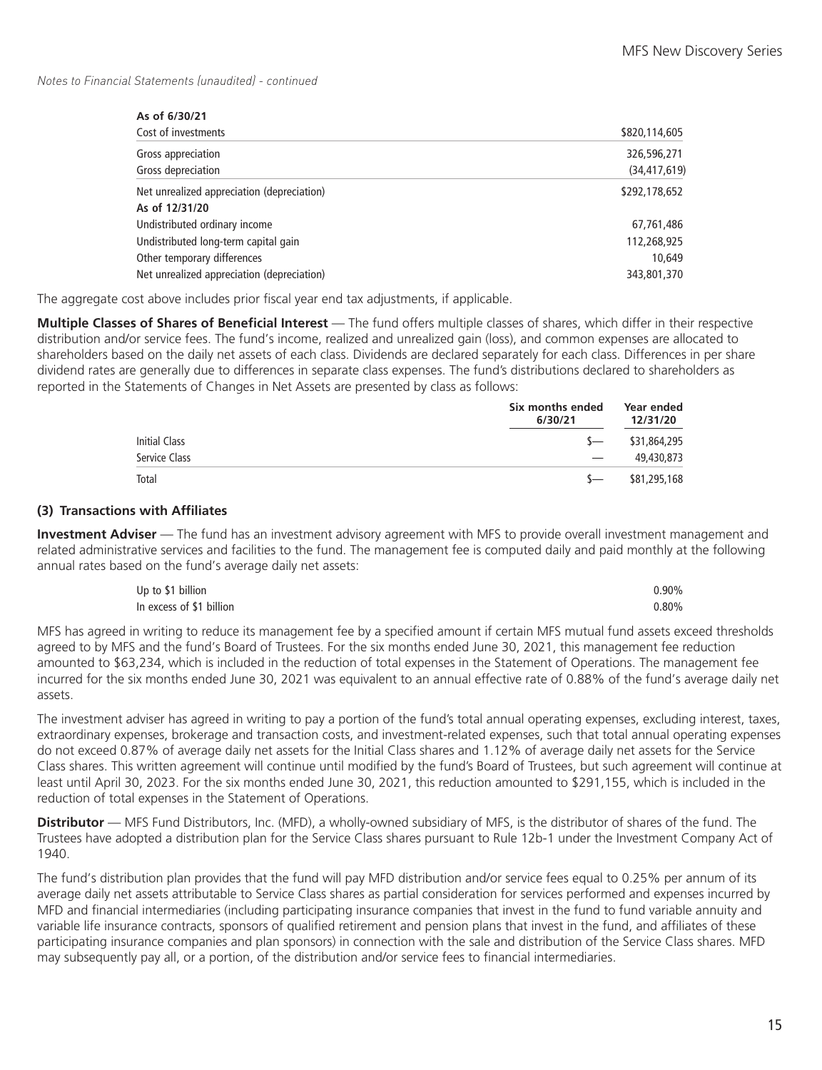*Notes to Financial Statements (unaudited) - continued*

| As of 6/30/21 | |
|---|---|
| Cost of investments | $820,114,605 |
| Gross appreciation | 326,596,271 |
| Gross depreciation | (34,417,619) |
| Net unrealized appreciation (depreciation) | $292,178,652 |
| **As of 12/31/20** | |
| Undistributed ordinary income | 67,761,486 |
| Undistributed long-term capital gain | 112,268,925 |
| Other temporary differences | 10,649 |
| Net unrealized appreciation (depreciation) | 343,801,370 |

The aggregate cost above includes prior fiscal year end tax adjustments, if applicable.

**Multiple Classes of Shares of Beneficial Interest** — The fund offers multiple classes of shares, which differ in their respective distribution and/or service fees. The fund's income, realized and unrealized gain (loss), and common expenses are allocated to shareholders based on the daily net assets of each class. Dividends are declared separately for each class. Differences in per share dividend rates are generally due to differences in separate class expenses. The fund's distributions declared to shareholders as reported in the Statements of Changes in Net Assets are presented by class as follows:

| | Six months ended 6/30/21 | Year ended 12/31/20 |
|---|---|---|
| Initial Class | $— | $31,864,295 |
| Service Class | — | 49,430,873 |
| Total | $— | $81,295,168 |

### (3) Transactions with Affiliates

**Investment Adviser** — The fund has an investment advisory agreement with MFS to provide overall investment management and related administrative services and facilities to the fund. The management fee is computed daily and paid monthly at the following annual rates based on the fund's average daily net assets:

| | |
|---|---|
| Up to $1 billion | 0.90% |
| In excess of $1 billion | 0.80% |

MFS has agreed in writing to reduce its management fee by a specified amount if certain MFS mutual fund assets exceed thresholds agreed to by MFS and the fund's Board of Trustees. For the six months ended June 30, 2021, this management fee reduction amounted to $63,234, which is included in the reduction of total expenses in the Statement of Operations. The management fee incurred for the six months ended June 30, 2021 was equivalent to an annual effective rate of 0.88% of the fund's average daily net assets.

The investment adviser has agreed in writing to pay a portion of the fund's total annual operating expenses, excluding interest, taxes, extraordinary expenses, brokerage and transaction costs, and investment-related expenses, such that total annual operating expenses do not exceed 0.87% of average daily net assets for the Initial Class shares and 1.12% of average daily net assets for the Service Class shares. This written agreement will continue until modified by the fund's Board of Trustees, but such agreement will continue at least until April 30, 2023. For the six months ended June 30, 2021, this reduction amounted to $291,155, which is included in the reduction of total expenses in the Statement of Operations.

**Distributor** — MFS Fund Distributors, Inc. (MFD), a wholly-owned subsidiary of MFS, is the distributor of shares of the fund. The Trustees have adopted a distribution plan for the Service Class shares pursuant to Rule 12b-1 under the Investment Company Act of 1940.

The fund's distribution plan provides that the fund will pay MFD distribution and/or service fees equal to 0.25% per annum of its average daily net assets attributable to Service Class shares as partial consideration for services performed and expenses incurred by MFD and financial intermediaries (including participating insurance companies that invest in the fund to fund variable annuity and variable life insurance contracts, sponsors of qualified retirement and pension plans that invest in the fund, and affiliates of these participating insurance companies and plan sponsors) in connection with the sale and distribution of the Service Class shares. MFD may subsequently pay all, or a portion, of the distribution and/or service fees to financial intermediaries.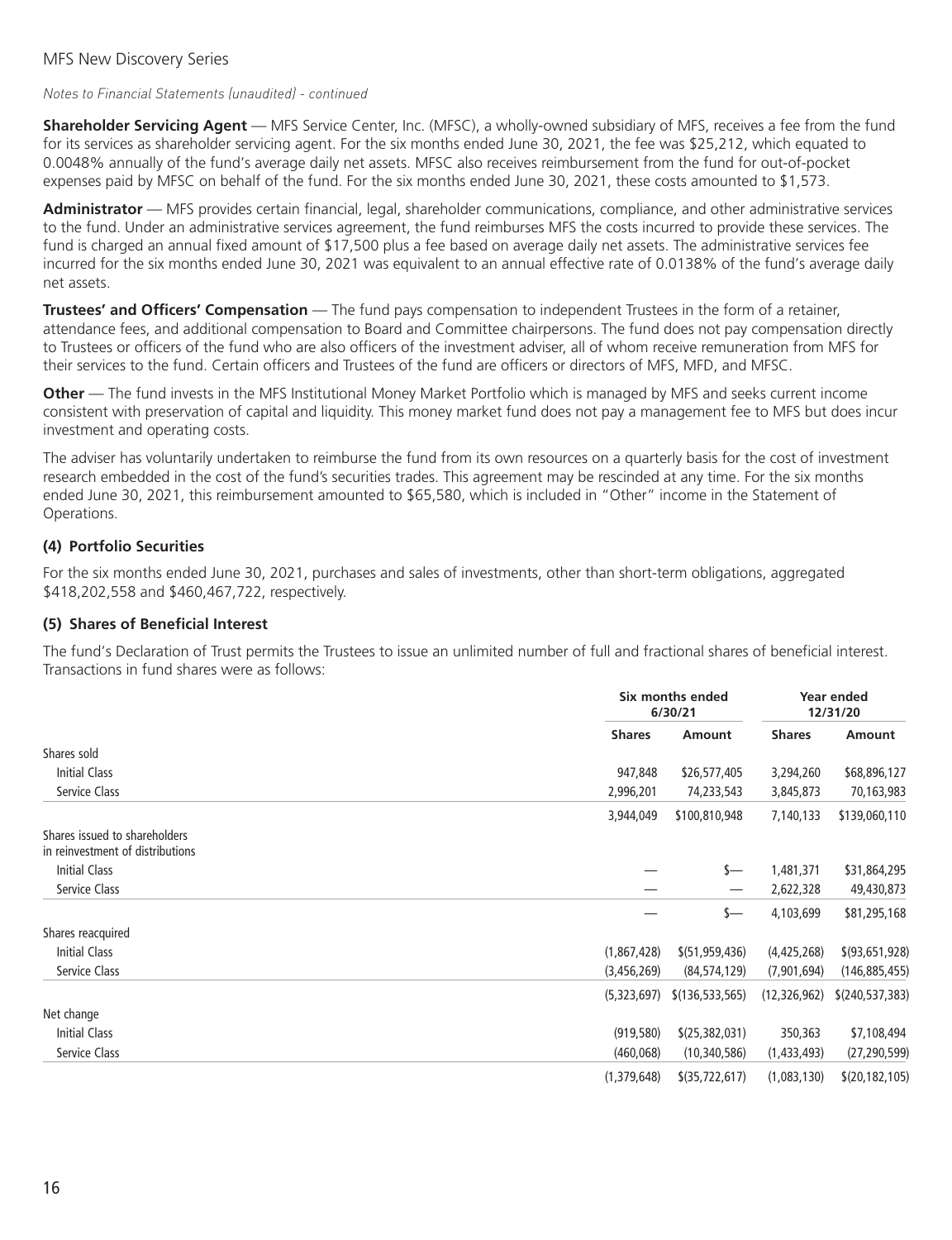*Notes to Financial Statements (unaudited) - continued*

**Shareholder Servicing Agent** — MFS Service Center, Inc. (MFSC), a wholly-owned subsidiary of MFS, receives a fee from the fund for its services as shareholder servicing agent. For the six months ended June 30, 2021, the fee was $25,212, which equated to 0.0048% annually of the fund's average daily net assets. MFSC also receives reimbursement from the fund for out-of-pocket expenses paid by MFSC on behalf of the fund. For the six months ended June 30, 2021, these costs amounted to $1,573.

**Administrator** — MFS provides certain financial, legal, shareholder communications, compliance, and other administrative services to the fund. Under an administrative services agreement, the fund reimburses MFS the costs incurred to provide these services. The fund is charged an annual fixed amount of $17,500 plus a fee based on average daily net assets. The administrative services fee incurred for the six months ended June 30, 2021 was equivalent to an annual effective rate of 0.0138% of the fund's average daily net assets.

**Trustees' and Officers' Compensation** — The fund pays compensation to independent Trustees in the form of a retainer, attendance fees, and additional compensation to Board and Committee chairpersons. The fund does not pay compensation directly to Trustees or officers of the fund who are also officers of the investment adviser, all of whom receive remuneration from MFS for their services to the fund. Certain officers and Trustees of the fund are officers or directors of MFS, MFD, and MFSC.

**Other** — The fund invests in the MFS Institutional Money Market Portfolio which is managed by MFS and seeks current income consistent with preservation of capital and liquidity. This money market fund does not pay a management fee to MFS but does incur investment and operating costs.

The adviser has voluntarily undertaken to reimburse the fund from its own resources on a quarterly basis for the cost of investment research embedded in the cost of the fund's securities trades. This agreement may be rescinded at any time. For the six months ended June 30, 2021, this reimbursement amounted to $65,580, which is included in "Other" income in the Statement of Operations.

### (4) Portfolio Securities

For the six months ended June 30, 2021, purchases and sales of investments, other than short-term obligations, aggregated $418,202,558 and $460,467,722, respectively.

### (5) Shares of Beneficial Interest

The fund's Declaration of Trust permits the Trustees to issue an unlimited number of full and fractional shares of beneficial interest. Transactions in fund shares were as follows:

| | Six months ended 6/30/21 | | Year ended 12/31/20 | |
|---|---|---|---|---|
| | **Shares** | **Amount** | **Shares** | **Amount** |
| Shares sold | | | | |
| Initial Class | 947,848 | $26,577,405 | 3,294,260 | $68,896,127 |
| Service Class | 2,996,201 | 74,233,543 | 3,845,873 | 70,163,983 |
| | 3,944,049 | $100,810,948 | 7,140,133 | $139,060,110 |
| Shares issued to shareholders in reinvestment of distributions | | | | |
| Initial Class | — | $— | 1,481,371 | $31,864,295 |
| Service Class | — | — | 2,622,328 | 49,430,873 |
| | — | $— | 4,103,699 | $81,295,168 |
| Shares reacquired | | | | |
| Initial Class | (1,867,428) | $(51,959,436) | (4,425,268) | $(93,651,928) |
| Service Class | (3,456,269) | (84,574,129) | (7,901,694) | (146,885,455) |
| | (5,323,697) | $(136,533,565) | (12,326,962) | $(240,537,383) |
| Net change | | | | |
| Initial Class | (919,580) | $(25,382,031) | 350,363 | $7,108,494 |
| Service Class | (460,068) | (10,340,586) | (1,433,493) | (27,290,599) |
| | (1,379,648) | $(35,722,617) | (1,083,130) | $(20,182,105) |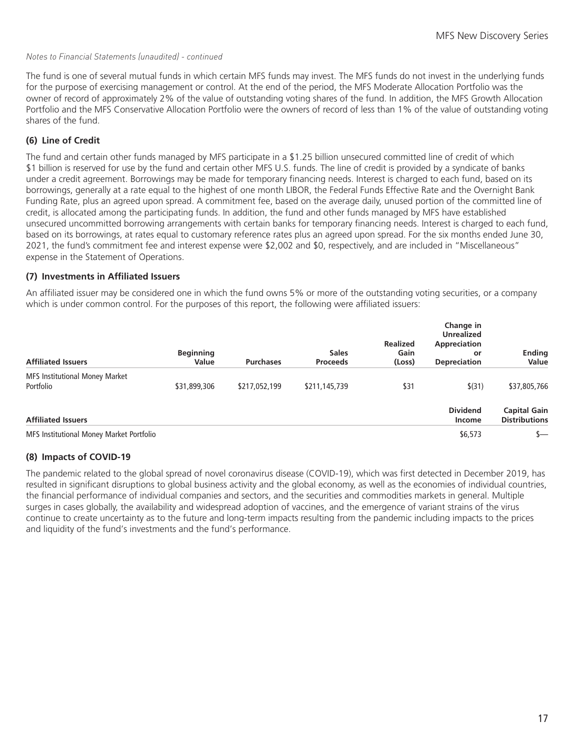*Notes to Financial Statements (unaudited) - continued*

The fund is one of several mutual funds in which certain MFS funds may invest. The MFS funds do not invest in the underlying funds for the purpose of exercising management or control. At the end of the period, the MFS Moderate Allocation Portfolio was the owner of record of approximately 2% of the value of outstanding voting shares of the fund. In addition, the MFS Growth Allocation Portfolio and the MFS Conservative Allocation Portfolio were the owners of record of less than 1% of the value of outstanding voting shares of the fund.

## (6) Line of Credit

The fund and certain other funds managed by MFS participate in a $1.25 billion unsecured committed line of credit of which $1 billion is reserved for use by the fund and certain other MFS U.S. funds. The line of credit is provided by a syndicate of banks under a credit agreement. Borrowings may be made for temporary financing needs. Interest is charged to each fund, based on its borrowings, generally at a rate equal to the highest of one month LIBOR, the Federal Funds Effective Rate and the Overnight Bank Funding Rate, plus an agreed upon spread. A commitment fee, based on the average daily, unused portion of the committed line of credit, is allocated among the participating funds. In addition, the fund and other funds managed by MFS have established unsecured uncommitted borrowing arrangements with certain banks for temporary financing needs. Interest is charged to each fund, based on its borrowings, at rates equal to customary reference rates plus an agreed upon spread. For the six months ended June 30, 2021, the fund's commitment fee and interest expense were $2,002 and $0, respectively, and are included in "Miscellaneous" expense in the Statement of Operations.

## (7) Investments in Affiliated Issuers

An affiliated issuer may be considered one in which the fund owns 5% or more of the outstanding voting securities, or a company which is under common control. For the purposes of this report, the following were affiliated issuers:

| Affiliated Issuers | Beginning Value | Purchases | Sales Proceeds | Realized Gain (Loss) | Change in Unrealized Appreciation or Depreciation | Ending Value |
|---|---|---|---|---|---|---|
| MFS Institutional Money Market Portfolio | $31,899,306 | $217,052,199 | $211,145,739 | $31 | $(31) | $37,805,766 |

| Affiliated Issuers | Dividend Income | Capital Gain Distributions |
|---|---|---|
| MFS Institutional Money Market Portfolio | $6,573 | $— |

## (8) Impacts of COVID-19

The pandemic related to the global spread of novel coronavirus disease (COVID-19), which was first detected in December 2019, has resulted in significant disruptions to global business activity and the global economy, as well as the economies of individual countries, the financial performance of individual companies and sectors, and the securities and commodities markets in general. Multiple surges in cases globally, the availability and widespread adoption of vaccines, and the emergence of variant strains of the virus continue to create uncertainty as to the future and long-term impacts resulting from the pandemic including impacts to the prices and liquidity of the fund's investments and the fund's performance.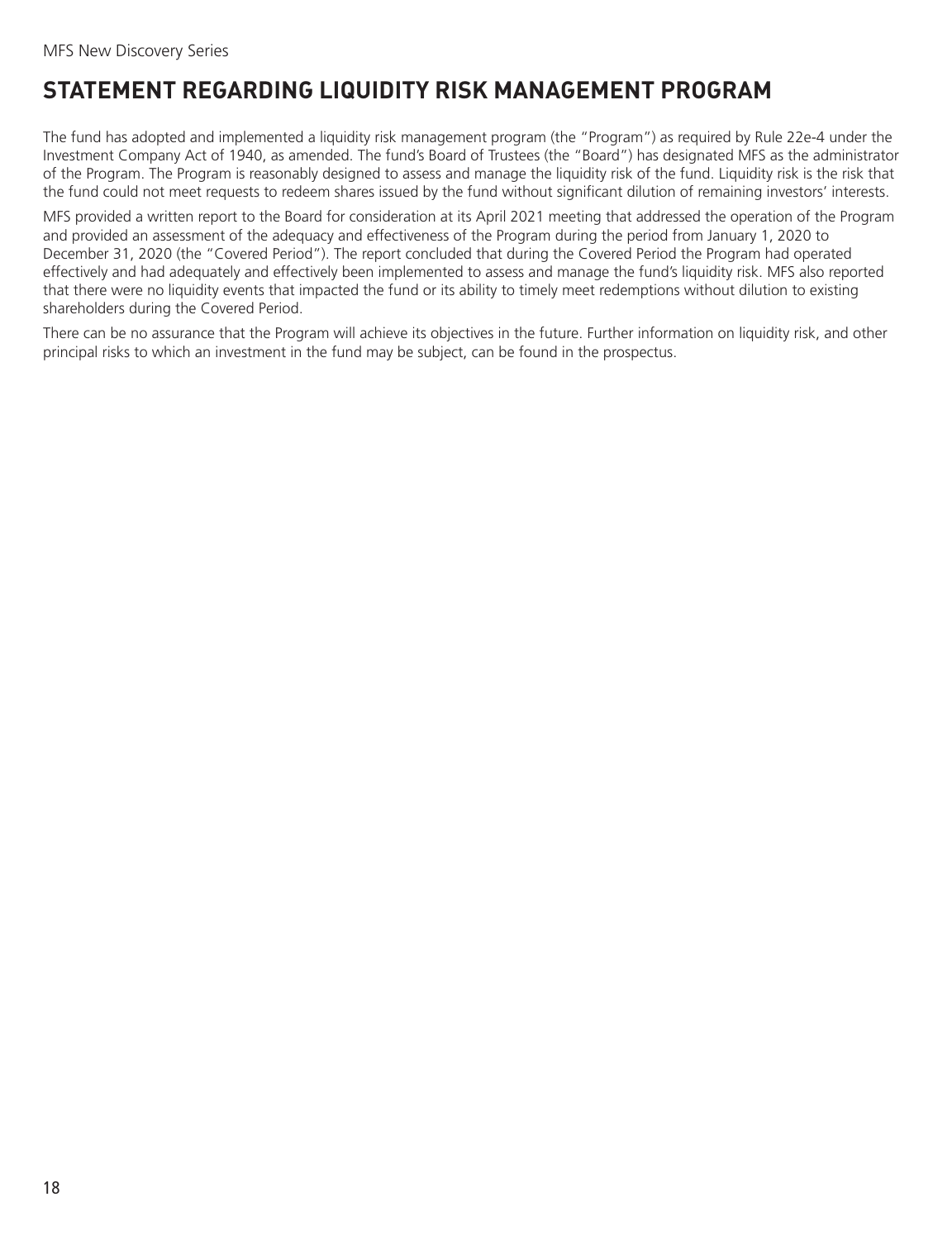# STATEMENT REGARDING LIQUIDITY RISK MANAGEMENT PROGRAM

The fund has adopted and implemented a liquidity risk management program (the "Program") as required by Rule 22e-4 under the Investment Company Act of 1940, as amended. The fund's Board of Trustees (the "Board") has designated MFS as the administrator of the Program. The Program is reasonably designed to assess and manage the liquidity risk of the fund. Liquidity risk is the risk that the fund could not meet requests to redeem shares issued by the fund without significant dilution of remaining investors' interests.

MFS provided a written report to the Board for consideration at its April 2021 meeting that addressed the operation of the Program and provided an assessment of the adequacy and effectiveness of the Program during the period from January 1, 2020 to December 31, 2020 (the "Covered Period"). The report concluded that during the Covered Period the Program had operated effectively and had adequately and effectively been implemented to assess and manage the fund's liquidity risk. MFS also reported that there were no liquidity events that impacted the fund or its ability to timely meet redemptions without dilution to existing shareholders during the Covered Period.

There can be no assurance that the Program will achieve its objectives in the future. Further information on liquidity risk, and other principal risks to which an investment in the fund may be subject, can be found in the prospectus.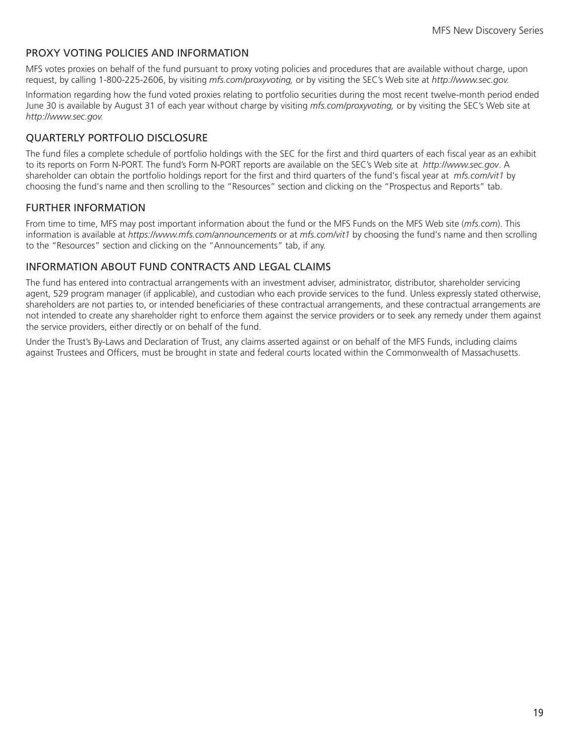## PROXY VOTING POLICIES AND INFORMATION

MFS votes proxies on behalf of the fund pursuant to proxy voting policies and procedures that are available without charge, upon request, by calling 1-800-225-2606, by visiting *mfs.com/proxyvoting,* or by visiting the SEC's Web site at *http://www.sec.gov.*

Information regarding how the fund voted proxies relating to portfolio securities during the most recent twelve-month period ended June 30 is available by August 31 of each year without charge by visiting *mfs.com/proxyvoting,* or by visiting the SEC's Web site at *http://www.sec.gov.*

## QUARTERLY PORTFOLIO DISCLOSURE

The fund files a complete schedule of portfolio holdings with the SEC for the first and third quarters of each fiscal year as an exhibit to its reports on Form N-PORT. The fund's Form N-PORT reports are available on the SEC's Web site at *http://www.sec.gov*. A shareholder can obtain the portfolio holdings report for the first and third quarters of the fund's fiscal year at *mfs.com/vit1* by choosing the fund's name and then scrolling to the "Resources" section and clicking on the "Prospectus and Reports" tab.

## FURTHER INFORMATION

From time to time, MFS may post important information about the fund or the MFS Funds on the MFS Web site (*mfs.com*). This information is available at *https://www.mfs.com/announcements* or at *mfs.com/vit1* by choosing the fund's name and then scrolling to the "Resources" section and clicking on the "Announcements" tab, if any.

## INFORMATION ABOUT FUND CONTRACTS AND LEGAL CLAIMS

The fund has entered into contractual arrangements with an investment adviser, administrator, distributor, shareholder servicing agent, 529 program manager (if applicable), and custodian who each provide services to the fund. Unless expressly stated otherwise, shareholders are not parties to, or intended beneficiaries of these contractual arrangements, and these contractual arrangements are not intended to create any shareholder right to enforce them against the service providers or to seek any remedy under them against the service providers, either directly or on behalf of the fund.

Under the Trust's By-Laws and Declaration of Trust, any claims asserted against or on behalf of the MFS Funds, including claims against Trustees and Officers, must be brought in state and federal courts located within the Commonwealth of Massachusetts.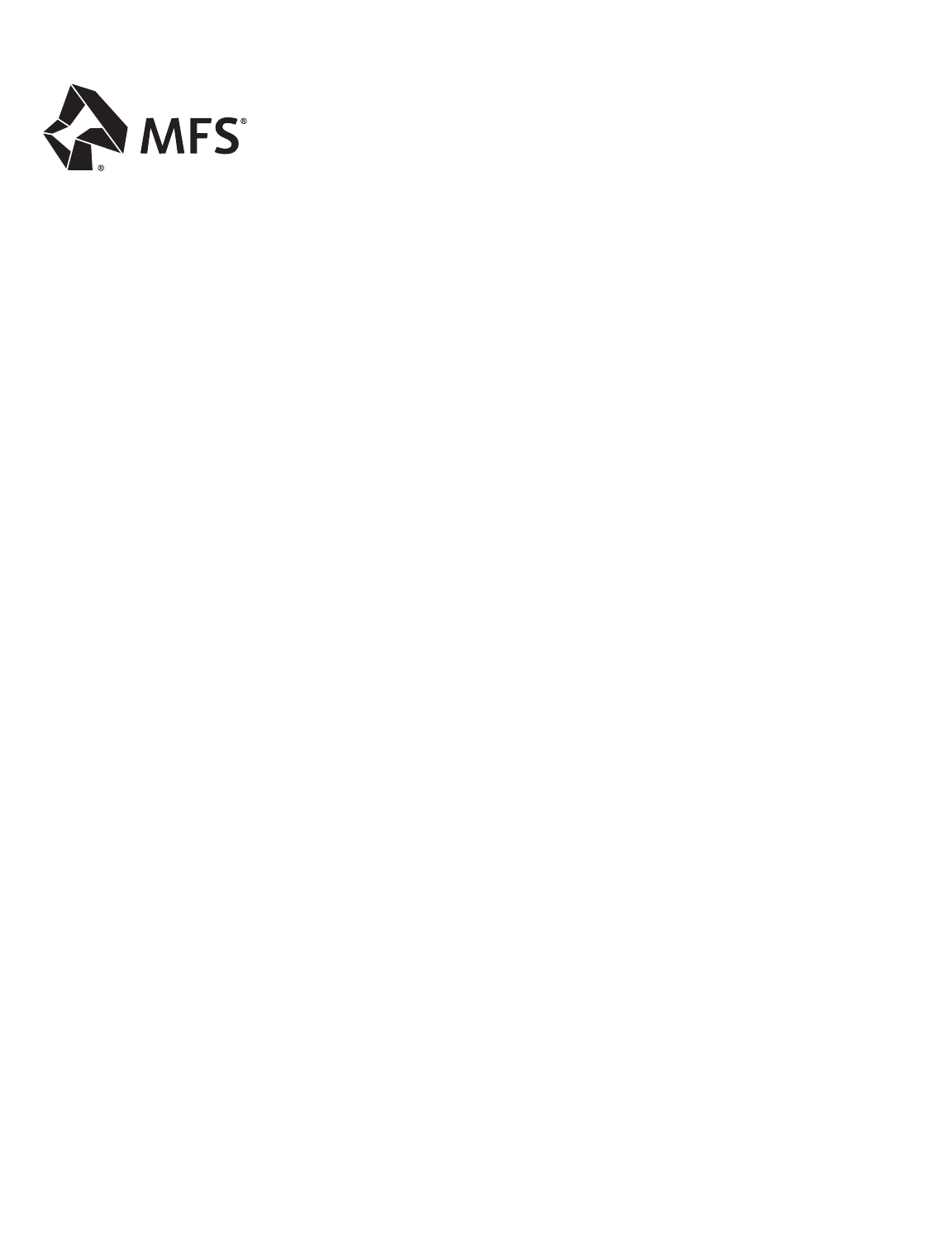MFS®